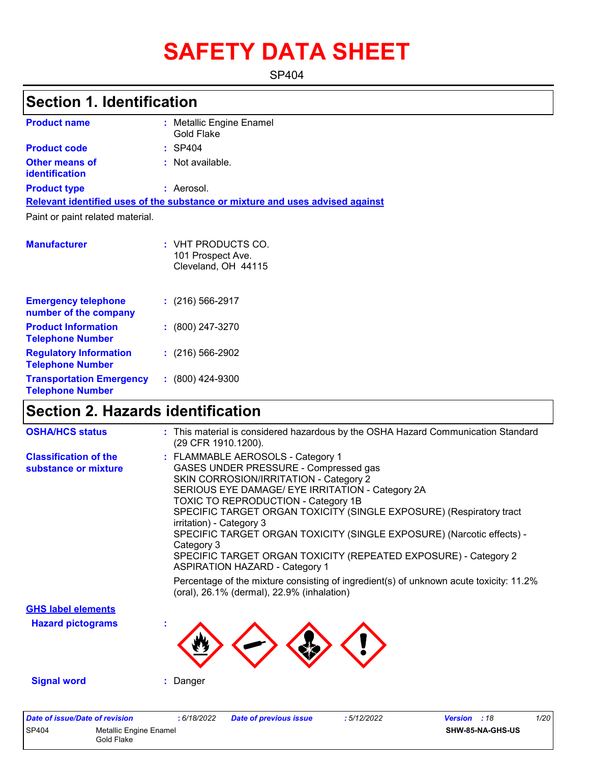# SAFETY DATA SHEET

SP404

## Section 1. Identification

**Product name** : Metallic Engine Enamel Gold Flake

**Product code** : SP404

**Other means of identification** : Not available.

**Product type** : Aerosol.

**Relevant identified uses of the substance or mixture and uses advised against**

Paint or paint related material.

**Manufacturer** : VHT PRODUCTS CO.
101 Prospect Ave.
Cleveland, OH 44115

**Emergency telephone number of the company** : (216) 566-2917

**Product Information Telephone Number** : (800) 247-3270

**Regulatory Information Telephone Number** : (216) 566-2902

**Transportation Emergency Telephone Number** : (800) 424-9300

## Section 2. Hazards identification

**OSHA/HCS status** : This material is considered hazardous by the OSHA Hazard Communication Standard (29 CFR 1910.1200).

**Classification of the substance or mixture** : FLAMMABLE AEROSOLS - Category 1
GASES UNDER PRESSURE - Compressed gas
SKIN CORROSION/IRRITATION - Category 2
SERIOUS EYE DAMAGE/ EYE IRRITATION - Category 2A
TOXIC TO REPRODUCTION - Category 1B
SPECIFIC TARGET ORGAN TOXICITY (SINGLE EXPOSURE) (Respiratory tract irritation) - Category 3
SPECIFIC TARGET ORGAN TOXICITY (SINGLE EXPOSURE) (Narcotic effects) - Category 3
SPECIFIC TARGET ORGAN TOXICITY (REPEATED EXPOSURE) - Category 2
ASPIRATION HAZARD - Category 1

Percentage of the mixture consisting of ingredient(s) of unknown acute toxicity: 11.2% (oral), 26.1% (dermal), 22.9% (inhalation)

**GHS label elements**

**Hazard pictograms** :

**Signal word** : Danger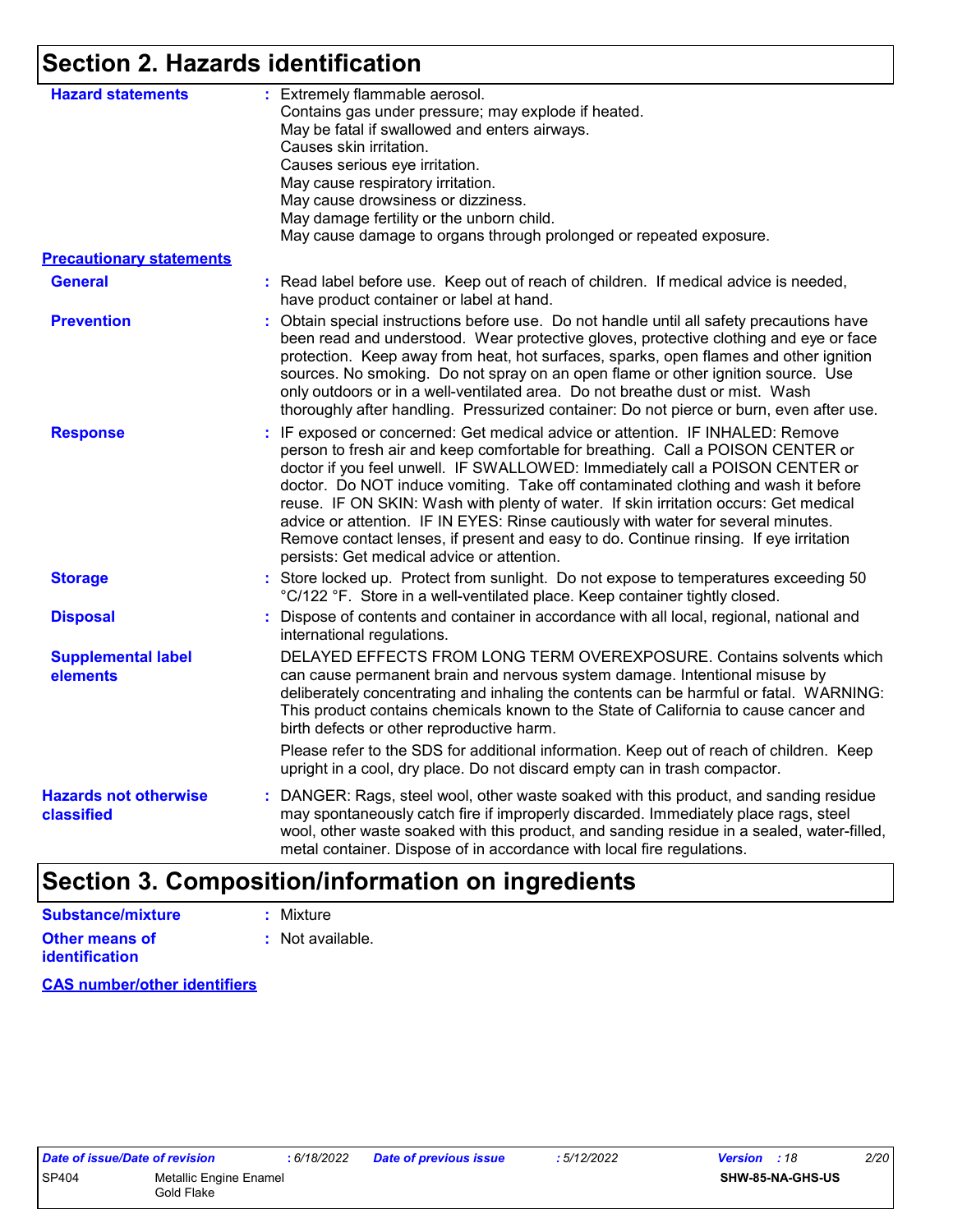## Section 2. Hazards identification

**Hazard statements** : Extremely flammable aerosol.
Contains gas under pressure; may explode if heated.
May be fatal if swallowed and enters airways.
Causes skin irritation.
Causes serious eye irritation.
May cause respiratory irritation.
May cause drowsiness or dizziness.
May damage fertility or the unborn child.
May cause damage to organs through prolonged or repeated exposure.

**Precautionary statements**

**General** : Read label before use. Keep out of reach of children. If medical advice is needed, have product container or label at hand.

**Prevention** : Obtain special instructions before use. Do not handle until all safety precautions have been read and understood. Wear protective gloves, protective clothing and eye or face protection. Keep away from heat, hot surfaces, sparks, open flames and other ignition sources. No smoking. Do not spray on an open flame or other ignition source. Use only outdoors or in a well-ventilated area. Do not breathe dust or mist. Wash thoroughly after handling. Pressurized container: Do not pierce or burn, even after use.

**Response** : IF exposed or concerned: Get medical advice or attention. IF INHALED: Remove person to fresh air and keep comfortable for breathing. Call a POISON CENTER or doctor if you feel unwell. IF SWALLOWED: Immediately call a POISON CENTER or doctor. Do NOT induce vomiting. Take off contaminated clothing and wash it before reuse. IF ON SKIN: Wash with plenty of water. If skin irritation occurs: Get medical advice or attention. IF IN EYES: Rinse cautiously with water for several minutes. Remove contact lenses, if present and easy to do. Continue rinsing. If eye irritation persists: Get medical advice or attention.

**Storage** : Store locked up. Protect from sunlight. Do not expose to temperatures exceeding 50 °C/122 °F. Store in a well-ventilated place. Keep container tightly closed.

**Disposal** : Dispose of contents and container in accordance with all local, regional, national and international regulations.

**Supplemental label elements** DELAYED EFFECTS FROM LONG TERM OVEREXPOSURE. Contains solvents which can cause permanent brain and nervous system damage. Intentional misuse by deliberately concentrating and inhaling the contents can be harmful or fatal. WARNING: This product contains chemicals known to the State of California to cause cancer and birth defects or other reproductive harm.

Please refer to the SDS for additional information. Keep out of reach of children. Keep upright in a cool, dry place. Do not discard empty can in trash compactor.

**Hazards not otherwise classified** : DANGER: Rags, steel wool, other waste soaked with this product, and sanding residue may spontaneously catch fire if improperly discarded. Immediately place rags, steel wool, other waste soaked with this product, and sanding residue in a sealed, water-filled, metal container. Dispose of in accordance with local fire regulations.

## Section 3. Composition/information on ingredients

**Substance/mixture** : Mixture

**Other means of identification** : Not available.

**CAS number/other identifiers**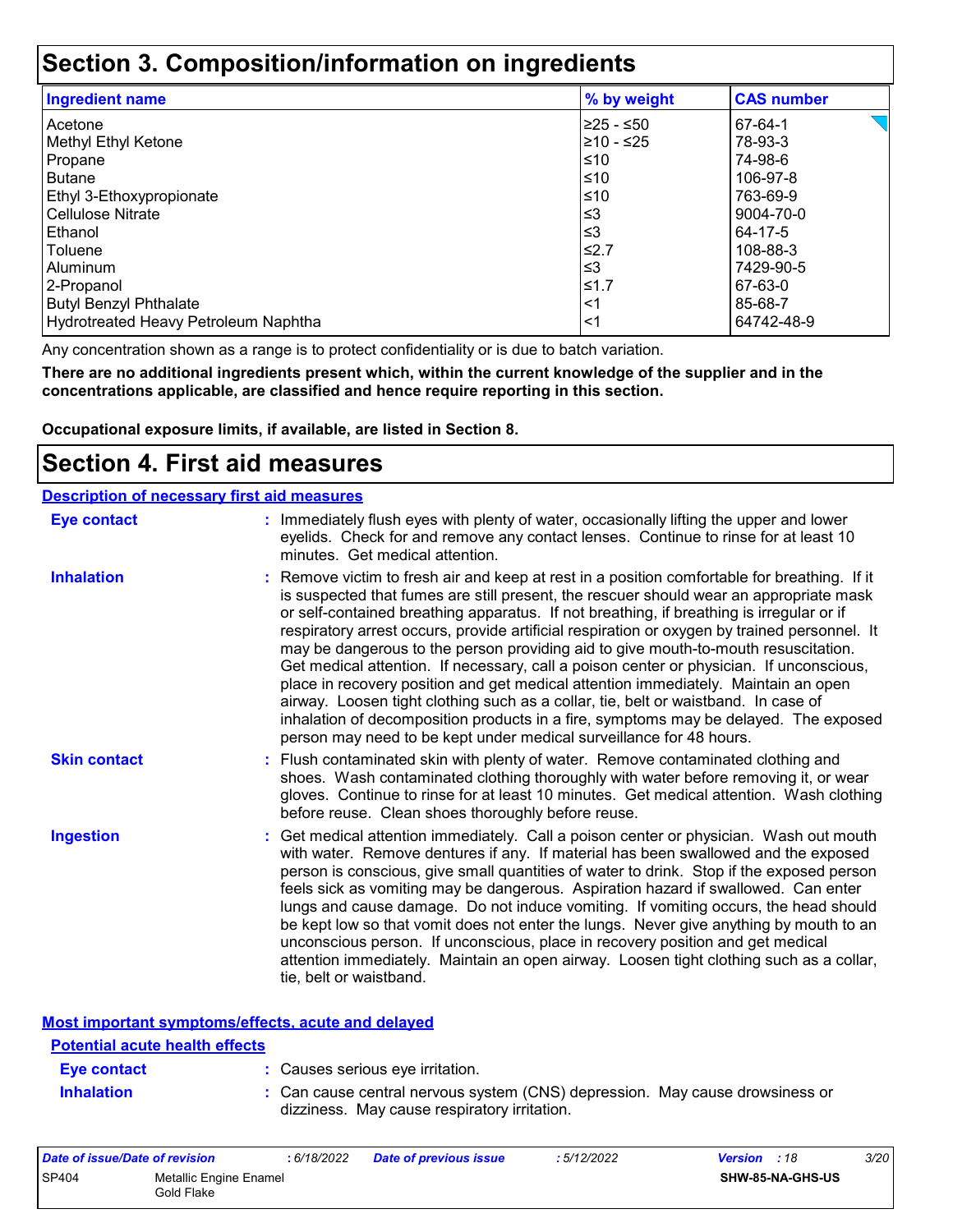# Section 3. Composition/information on ingredients

| Ingredient name | % by weight | CAS number |
| --- | --- | --- |
| Acetone | ≥25 - ≤50 | 67-64-1 |
| Methyl Ethyl Ketone | ≥10 - ≤25 | 78-93-3 |
| Propane | ≤10 | 74-98-6 |
| Butane | ≤10 | 106-97-8 |
| Ethyl 3-Ethoxypropionate | ≤10 | 763-69-9 |
| Cellulose Nitrate | ≤3 | 9004-70-0 |
| Ethanol | ≤3 | 64-17-5 |
| Toluene | ≤2.7 | 108-88-3 |
| Aluminum | ≤3 | 7429-90-5 |
| 2-Propanol | ≤1.7 | 67-63-0 |
| Butyl Benzyl Phthalate | <1 | 85-68-7 |
| Hydrotreated Heavy Petroleum Naphtha | <1 | 64742-48-9 |

Any concentration shown as a range is to protect confidentiality or is due to batch variation.

**There are no additional ingredients present which, within the current knowledge of the supplier and in the concentrations applicable, are classified and hence require reporting in this section.**

**Occupational exposure limits, if available, are listed in Section 8.**

# Section 4. First aid measures

## Description of necessary first aid measures

**Eye contact** : Immediately flush eyes with plenty of water, occasionally lifting the upper and lower eyelids. Check for and remove any contact lenses. Continue to rinse for at least 10 minutes. Get medical attention.

**Inhalation** : Remove victim to fresh air and keep at rest in a position comfortable for breathing. If it is suspected that fumes are still present, the rescuer should wear an appropriate mask or self-contained breathing apparatus. If not breathing, if breathing is irregular or if respiratory arrest occurs, provide artificial respiration or oxygen by trained personnel. It may be dangerous to the person providing aid to give mouth-to-mouth resuscitation. Get medical attention. If necessary, call a poison center or physician. If unconscious, place in recovery position and get medical attention immediately. Maintain an open airway. Loosen tight clothing such as a collar, tie, belt or waistband. In case of inhalation of decomposition products in a fire, symptoms may be delayed. The exposed person may need to be kept under medical surveillance for 48 hours.

**Skin contact** : Flush contaminated skin with plenty of water. Remove contaminated clothing and shoes. Wash contaminated clothing thoroughly with water before removing it, or wear gloves. Continue to rinse for at least 10 minutes. Get medical attention. Wash clothing before reuse. Clean shoes thoroughly before reuse.

**Ingestion** : Get medical attention immediately. Call a poison center or physician. Wash out mouth with water. Remove dentures if any. If material has been swallowed and the exposed person is conscious, give small quantities of water to drink. Stop if the exposed person feels sick as vomiting may be dangerous. Aspiration hazard if swallowed. Can enter lungs and cause damage. Do not induce vomiting. If vomiting occurs, the head should be kept low so that vomit does not enter the lungs. Never give anything by mouth to an unconscious person. If unconscious, place in recovery position and get medical attention immediately. Maintain an open airway. Loosen tight clothing such as a collar, tie, belt or waistband.

## Most important symptoms/effects, acute and delayed

### Potential acute health effects

**Eye contact** : Causes serious eye irritation.

**Inhalation** : Can cause central nervous system (CNS) depression. May cause drowsiness or dizziness. May cause respiratory irritation.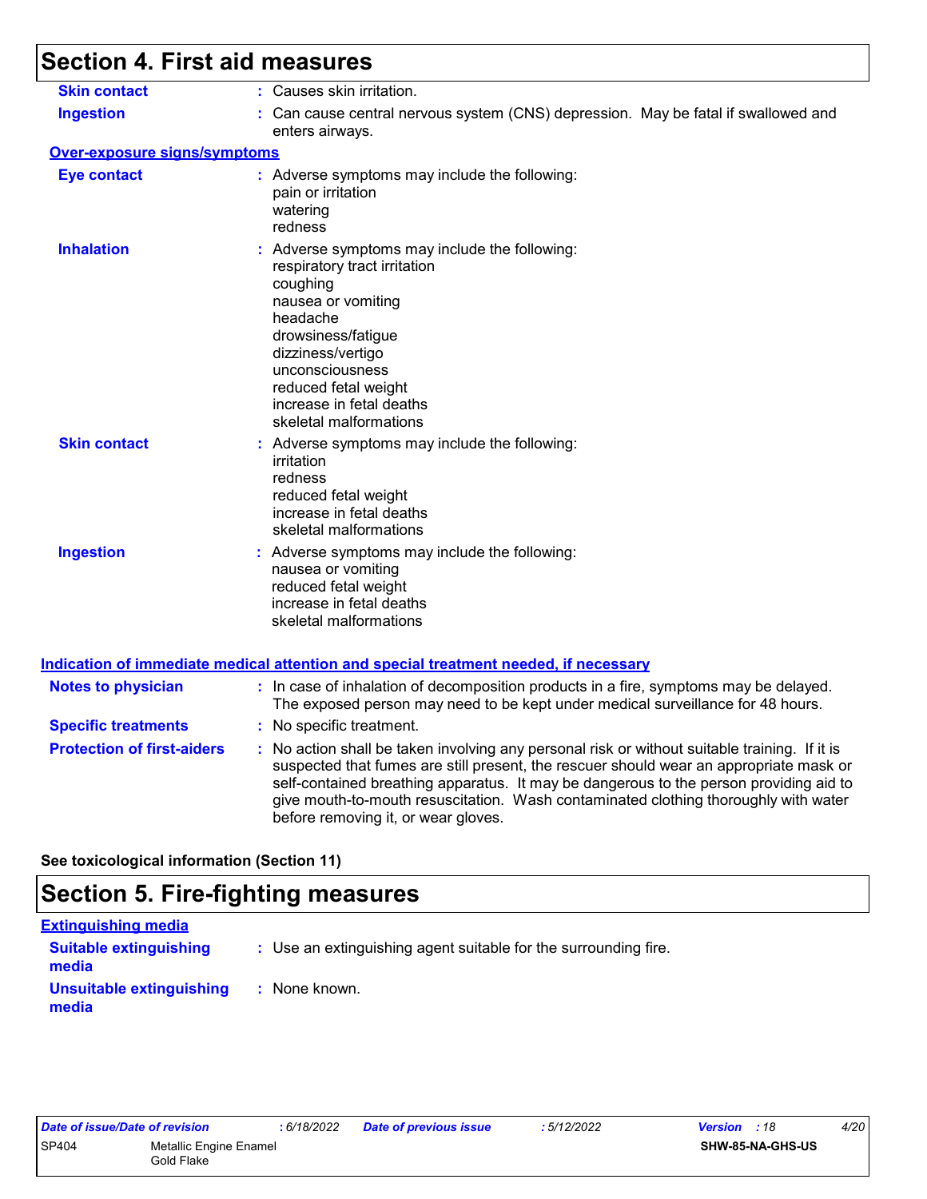# Section 4. First aid measures

| | |
|---|---|
| **Skin contact** | : Causes skin irritation. |
| **Ingestion** | : Can cause central nervous system (CNS) depression. May be fatal if swallowed and enters airways. |

**Over-exposure signs/symptoms**

| | |
|---|---|
| **Eye contact** | : Adverse symptoms may include the following:<br>pain or irritation<br>watering<br>redness |
| **Inhalation** | : Adverse symptoms may include the following:<br>respiratory tract irritation<br>coughing<br>nausea or vomiting<br>headache<br>drowsiness/fatigue<br>dizziness/vertigo<br>unconsciousness<br>reduced fetal weight<br>increase in fetal deaths<br>skeletal malformations |
| **Skin contact** | : Adverse symptoms may include the following:<br>irritation<br>redness<br>reduced fetal weight<br>increase in fetal deaths<br>skeletal malformations |
| **Ingestion** | : Adverse symptoms may include the following:<br>nausea or vomiting<br>reduced fetal weight<br>increase in fetal deaths<br>skeletal malformations |

**Indication of immediate medical attention and special treatment needed, if necessary**

| | |
|---|---|
| **Notes to physician** | : In case of inhalation of decomposition products in a fire, symptoms may be delayed. The exposed person may need to be kept under medical surveillance for 48 hours. |
| **Specific treatments** | : No specific treatment. |
| **Protection of first-aiders** | : No action shall be taken involving any personal risk or without suitable training. If it is suspected that fumes are still present, the rescuer should wear an appropriate mask or self-contained breathing apparatus. It may be dangerous to the person providing aid to give mouth-to-mouth resuscitation. Wash contaminated clothing thoroughly with water before removing it, or wear gloves. |

**See toxicological information (Section 11)**

# Section 5. Fire-fighting measures

**Extinguishing media**

| | |
|---|---|
| **Suitable extinguishing media** | : Use an extinguishing agent suitable for the surrounding fire. |
| **Unsuitable extinguishing media** | : None known. |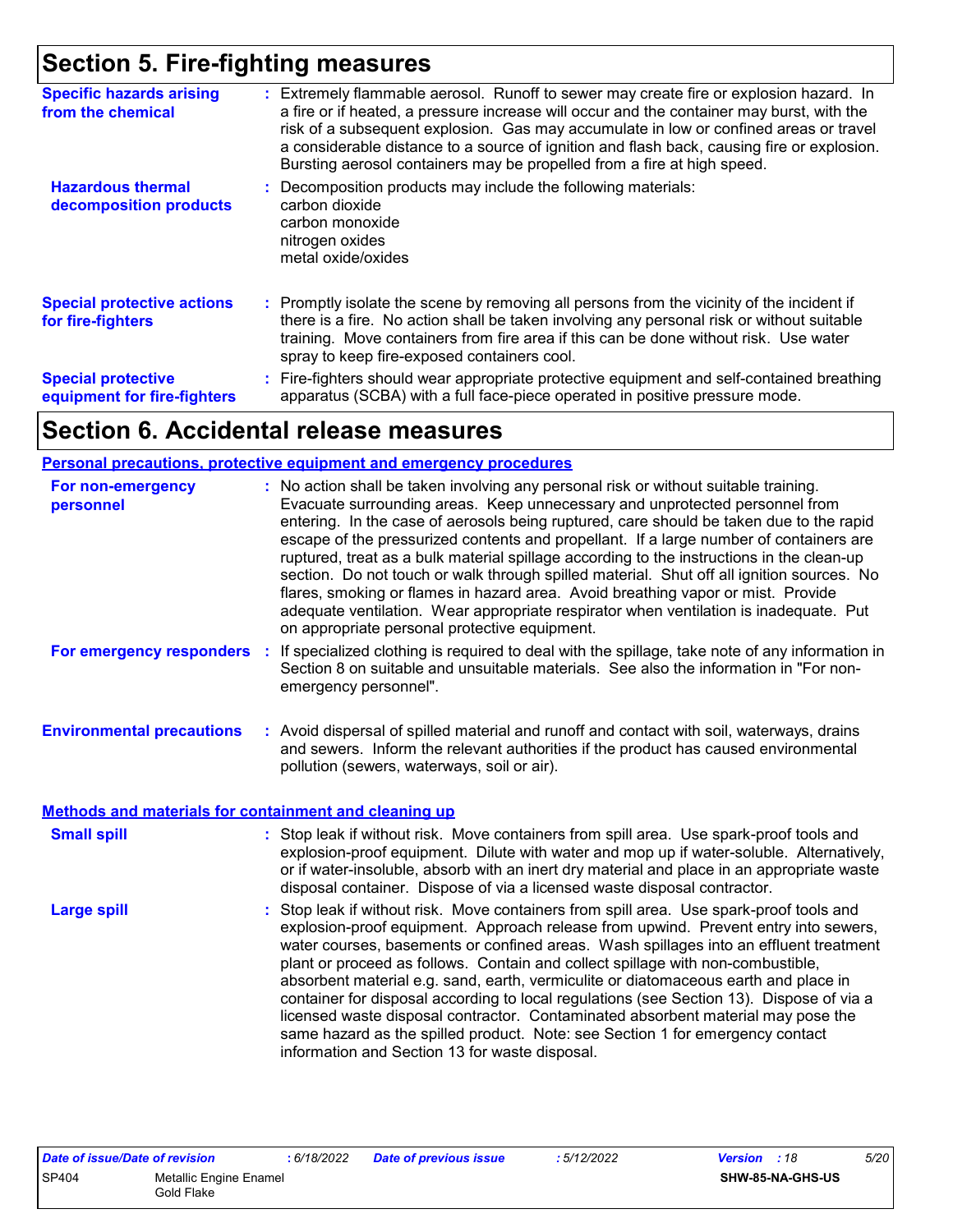# Section 5. Fire-fighting measures

**Specific hazards arising from the chemical** : Extremely flammable aerosol. Runoff to sewer may create fire or explosion hazard. In a fire or if heated, a pressure increase will occur and the container may burst, with the risk of a subsequent explosion. Gas may accumulate in low or confined areas or travel a considerable distance to a source of ignition and flash back, causing fire or explosion. Bursting aerosol containers may be propelled from a fire at high speed.

**Hazardous thermal decomposition products** : Decomposition products may include the following materials:
carbon dioxide
carbon monoxide
nitrogen oxides
metal oxide/oxides

**Special protective actions for fire-fighters** : Promptly isolate the scene by removing all persons from the vicinity of the incident if there is a fire. No action shall be taken involving any personal risk or without suitable training. Move containers from fire area if this can be done without risk. Use water spray to keep fire-exposed containers cool.

**Special protective equipment for fire-fighters** : Fire-fighters should wear appropriate protective equipment and self-contained breathing apparatus (SCBA) with a full face-piece operated in positive pressure mode.

# Section 6. Accidental release measures

## Personal precautions, protective equipment and emergency procedures

**For non-emergency personnel** : No action shall be taken involving any personal risk or without suitable training. Evacuate surrounding areas. Keep unnecessary and unprotected personnel from entering. In the case of aerosols being ruptured, care should be taken due to the rapid escape of the pressurized contents and propellant. If a large number of containers are ruptured, treat as a bulk material spillage according to the instructions in the clean-up section. Do not touch or walk through spilled material. Shut off all ignition sources. No flares, smoking or flames in hazard area. Avoid breathing vapor or mist. Provide adequate ventilation. Wear appropriate respirator when ventilation is inadequate. Put on appropriate personal protective equipment.

**For emergency responders** : If specialized clothing is required to deal with the spillage, take note of any information in Section 8 on suitable and unsuitable materials. See also the information in "For non-emergency personnel".

**Environmental precautions** : Avoid dispersal of spilled material and runoff and contact with soil, waterways, drains and sewers. Inform the relevant authorities if the product has caused environmental pollution (sewers, waterways, soil or air).

## Methods and materials for containment and cleaning up

**Small spill** : Stop leak if without risk. Move containers from spill area. Use spark-proof tools and explosion-proof equipment. Dilute with water and mop up if water-soluble. Alternatively, or if water-insoluble, absorb with an inert dry material and place in an appropriate waste disposal container. Dispose of via a licensed waste disposal contractor.

**Large spill** : Stop leak if without risk. Move containers from spill area. Use spark-proof tools and explosion-proof equipment. Approach release from upwind. Prevent entry into sewers, water courses, basements or confined areas. Wash spillages into an effluent treatment plant or proceed as follows. Contain and collect spillage with non-combustible, absorbent material e.g. sand, earth, vermiculite or diatomaceous earth and place in container for disposal according to local regulations (see Section 13). Dispose of via a licensed waste disposal contractor. Contaminated absorbent material may pose the same hazard as the spilled product. Note: see Section 1 for emergency contact information and Section 13 for waste disposal.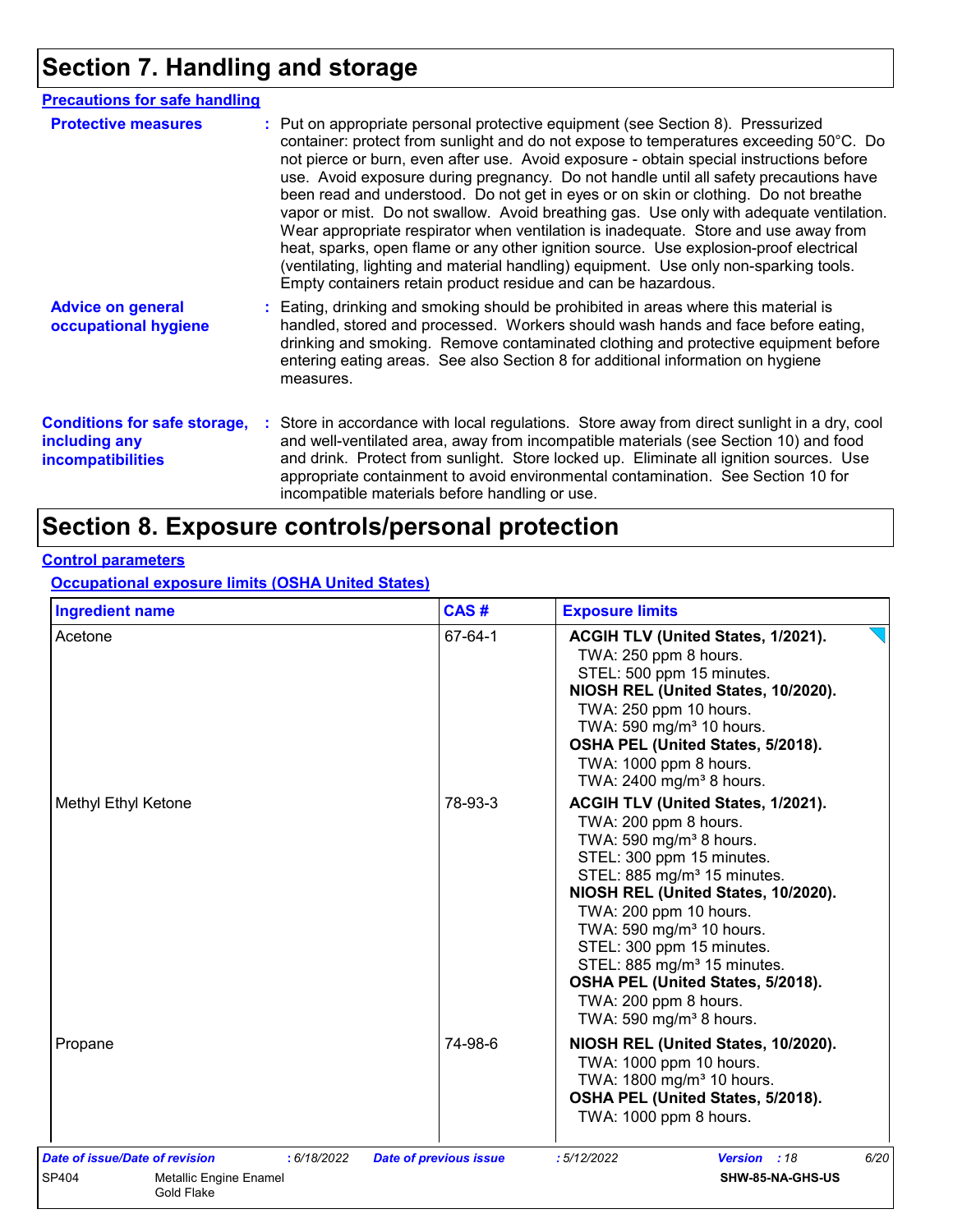# Section 7. Handling and storage

## Precautions for safe handling

**Protective measures** : Put on appropriate personal protective equipment (see Section 8). Pressurized container: protect from sunlight and do not expose to temperatures exceeding 50°C. Do not pierce or burn, even after use. Avoid exposure - obtain special instructions before use. Avoid exposure during pregnancy. Do not handle until all safety precautions have been read and understood. Do not get in eyes or on skin or clothing. Do not breathe vapor or mist. Do not swallow. Avoid breathing gas. Use only with adequate ventilation. Wear appropriate respirator when ventilation is inadequate. Store and use away from heat, sparks, open flame or any other ignition source. Use explosion-proof electrical (ventilating, lighting and material handling) equipment. Use only non-sparking tools. Empty containers retain product residue and can be hazardous.

**Advice on general occupational hygiene** : Eating, drinking and smoking should be prohibited in areas where this material is handled, stored and processed. Workers should wash hands and face before eating, drinking and smoking. Remove contaminated clothing and protective equipment before entering eating areas. See also Section 8 for additional information on hygiene measures.

**Conditions for safe storage, including any incompatibilities** : Store in accordance with local regulations. Store away from direct sunlight in a dry, cool and well-ventilated area, away from incompatible materials (see Section 10) and food and drink. Protect from sunlight. Store locked up. Eliminate all ignition sources. Use appropriate containment to avoid environmental contamination. See Section 10 for incompatible materials before handling or use.

# Section 8. Exposure controls/personal protection

## Control parameters

### Occupational exposure limits (OSHA United States)

| Ingredient name | CAS # | Exposure limits |
|---|---|---|
| Acetone | 67-64-1 | **ACGIH TLV (United States, 1/2021).**<br>TWA: 250 ppm 8 hours.<br>STEL: 500 ppm 15 minutes.<br>**NIOSH REL (United States, 10/2020).**<br>TWA: 250 ppm 10 hours.<br>TWA: 590 mg/m³ 10 hours.<br>**OSHA PEL (United States, 5/2018).**<br>TWA: 1000 ppm 8 hours.<br>TWA: 2400 mg/m³ 8 hours. |
| Methyl Ethyl Ketone | 78-93-3 | **ACGIH TLV (United States, 1/2021).**<br>TWA: 200 ppm 8 hours.<br>TWA: 590 mg/m³ 8 hours.<br>STEL: 300 ppm 15 minutes.<br>STEL: 885 mg/m³ 15 minutes.<br>**NIOSH REL (United States, 10/2020).**<br>TWA: 200 ppm 10 hours.<br>TWA: 590 mg/m³ 10 hours.<br>STEL: 300 ppm 15 minutes.<br>STEL: 885 mg/m³ 15 minutes.<br>**OSHA PEL (United States, 5/2018).**<br>TWA: 200 ppm 8 hours.<br>TWA: 590 mg/m³ 8 hours. |
| Propane | 74-98-6 | **NIOSH REL (United States, 10/2020).**<br>TWA: 1000 ppm 10 hours.<br>TWA: 1800 mg/m³ 10 hours.<br>**OSHA PEL (United States, 5/2018).**<br>TWA: 1000 ppm 8 hours. |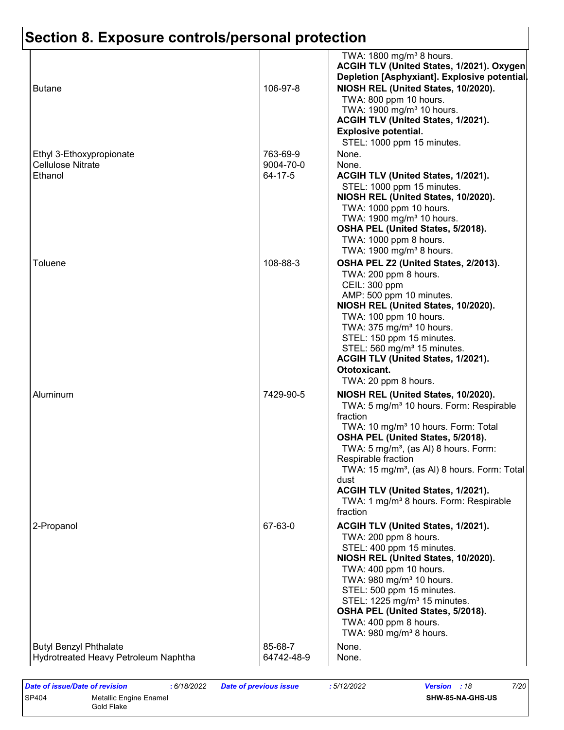# Section 8. Exposure controls/personal protection

| | | |
|---|---|---|
| | | TWA: 1800 mg/m³ 8 hours.<br>**ACGIH TLV (United States, 1/2021). Oxygen Depletion [Asphyxiant]. Explosive potential.** |
| Butane | 106-97-8 | **NIOSH REL (United States, 10/2020).**<br>TWA: 800 ppm 10 hours.<br>TWA: 1900 mg/m³ 10 hours.<br>**ACGIH TLV (United States, 1/2021). Explosive potential.**<br>STEL: 1000 ppm 15 minutes. |
| Ethyl 3-Ethoxypropionate | 763-69-9 | None. |
| Cellulose Nitrate | 9004-70-0 | None. |
| Ethanol | 64-17-5 | **ACGIH TLV (United States, 1/2021).**<br>STEL: 1000 ppm 15 minutes.<br>**NIOSH REL (United States, 10/2020).**<br>TWA: 1000 ppm 10 hours.<br>TWA: 1900 mg/m³ 10 hours.<br>**OSHA PEL (United States, 5/2018).**<br>TWA: 1000 ppm 8 hours.<br>TWA: 1900 mg/m³ 8 hours. |
| Toluene | 108-88-3 | **OSHA PEL Z2 (United States, 2/2013).**<br>TWA: 200 ppm 8 hours.<br>CEIL: 300 ppm<br>AMP: 500 ppm 10 minutes.<br>**NIOSH REL (United States, 10/2020).**<br>TWA: 100 ppm 10 hours.<br>TWA: 375 mg/m³ 10 hours.<br>STEL: 150 ppm 15 minutes.<br>STEL: 560 mg/m³ 15 minutes.<br>**ACGIH TLV (United States, 1/2021). Ototoxicant.**<br>TWA: 20 ppm 8 hours. |
| Aluminum | 7429-90-5 | **NIOSH REL (United States, 10/2020).**<br>TWA: 5 mg/m³ 10 hours. Form: Respirable fraction<br>TWA: 10 mg/m³ 10 hours. Form: Total<br>**OSHA PEL (United States, 5/2018).**<br>TWA: 5 mg/m³, (as Al) 8 hours. Form: Respirable fraction<br>TWA: 15 mg/m³, (as Al) 8 hours. Form: Total dust<br>**ACGIH TLV (United States, 1/2021).**<br>TWA: 1 mg/m³ 8 hours. Form: Respirable fraction |
| 2-Propanol | 67-63-0 | **ACGIH TLV (United States, 1/2021).**<br>TWA: 200 ppm 8 hours.<br>STEL: 400 ppm 15 minutes.<br>**NIOSH REL (United States, 10/2020).**<br>TWA: 400 ppm 10 hours.<br>TWA: 980 mg/m³ 10 hours.<br>STEL: 500 ppm 15 minutes.<br>STEL: 1225 mg/m³ 15 minutes.<br>**OSHA PEL (United States, 5/2018).**<br>TWA: 400 ppm 8 hours.<br>TWA: 980 mg/m³ 8 hours. |
| Butyl Benzyl Phthalate | 85-68-7 | None. |
| Hydrotreated Heavy Petroleum Naphtha | 64742-48-9 | None. |

| *Date of issue/Date of revision* | : 6/18/2022 | *Date of previous issue* | : 5/12/2022 | *Version* : 18 |
|---|---|---|---|---|
| SP404 | Metallic Engine Enamel Gold Flake | | | SHW-85-NA-GHS-US |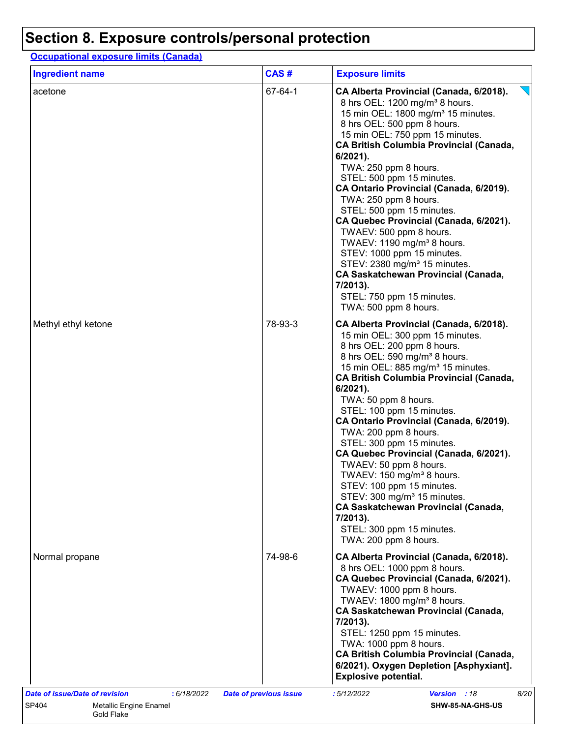# Section 8. Exposure controls/personal protection

**Occupational exposure limits (Canada)**

| Ingredient name | CAS # | Exposure limits |
|---|---|---|
| acetone | 67-64-1 | **CA Alberta Provincial (Canada, 6/2018).**<br>8 hrs OEL: 1200 mg/m³ 8 hours.<br>15 min OEL: 1800 mg/m³ 15 minutes.<br>8 hrs OEL: 500 ppm 8 hours.<br>15 min OEL: 750 ppm 15 minutes.<br>**CA British Columbia Provincial (Canada, 6/2021).**<br>TWA: 250 ppm 8 hours.<br>STEL: 500 ppm 15 minutes.<br>**CA Ontario Provincial (Canada, 6/2019).**<br>TWA: 250 ppm 8 hours.<br>STEL: 500 ppm 15 minutes.<br>**CA Quebec Provincial (Canada, 6/2021).**<br>TWAEV: 500 ppm 8 hours.<br>TWAEV: 1190 mg/m³ 8 hours.<br>STEV: 1000 ppm 15 minutes.<br>STEV: 2380 mg/m³ 15 minutes.<br>**CA Saskatchewan Provincial (Canada, 7/2013).**<br>STEL: 750 ppm 15 minutes.<br>TWA: 500 ppm 8 hours. |
| Methyl ethyl ketone | 78-93-3 | **CA Alberta Provincial (Canada, 6/2018).**<br>15 min OEL: 300 ppm 15 minutes.<br>8 hrs OEL: 200 ppm 8 hours.<br>8 hrs OEL: 590 mg/m³ 8 hours.<br>15 min OEL: 885 mg/m³ 15 minutes.<br>**CA British Columbia Provincial (Canada, 6/2021).**<br>TWA: 50 ppm 8 hours.<br>STEL: 100 ppm 15 minutes.<br>**CA Ontario Provincial (Canada, 6/2019).**<br>TWA: 200 ppm 8 hours.<br>STEL: 300 ppm 15 minutes.<br>**CA Quebec Provincial (Canada, 6/2021).**<br>TWAEV: 50 ppm 8 hours.<br>TWAEV: 150 mg/m³ 8 hours.<br>STEV: 100 ppm 15 minutes.<br>STEV: 300 mg/m³ 15 minutes.<br>**CA Saskatchewan Provincial (Canada, 7/2013).**<br>STEL: 300 ppm 15 minutes.<br>TWA: 200 ppm 8 hours. |
| Normal propane | 74-98-6 | **CA Alberta Provincial (Canada, 6/2018).**<br>8 hrs OEL: 1000 ppm 8 hours.<br>**CA Quebec Provincial (Canada, 6/2021).**<br>TWAEV: 1000 ppm 8 hours.<br>TWAEV: 1800 mg/m³ 8 hours.<br>**CA Saskatchewan Provincial (Canada, 7/2013).**<br>STEL: 1250 ppm 15 minutes.<br>TWA: 1000 ppm 8 hours.<br>**CA British Columbia Provincial (Canada, 6/2021). Oxygen Depletion [Asphyxiant]. Explosive potential.** |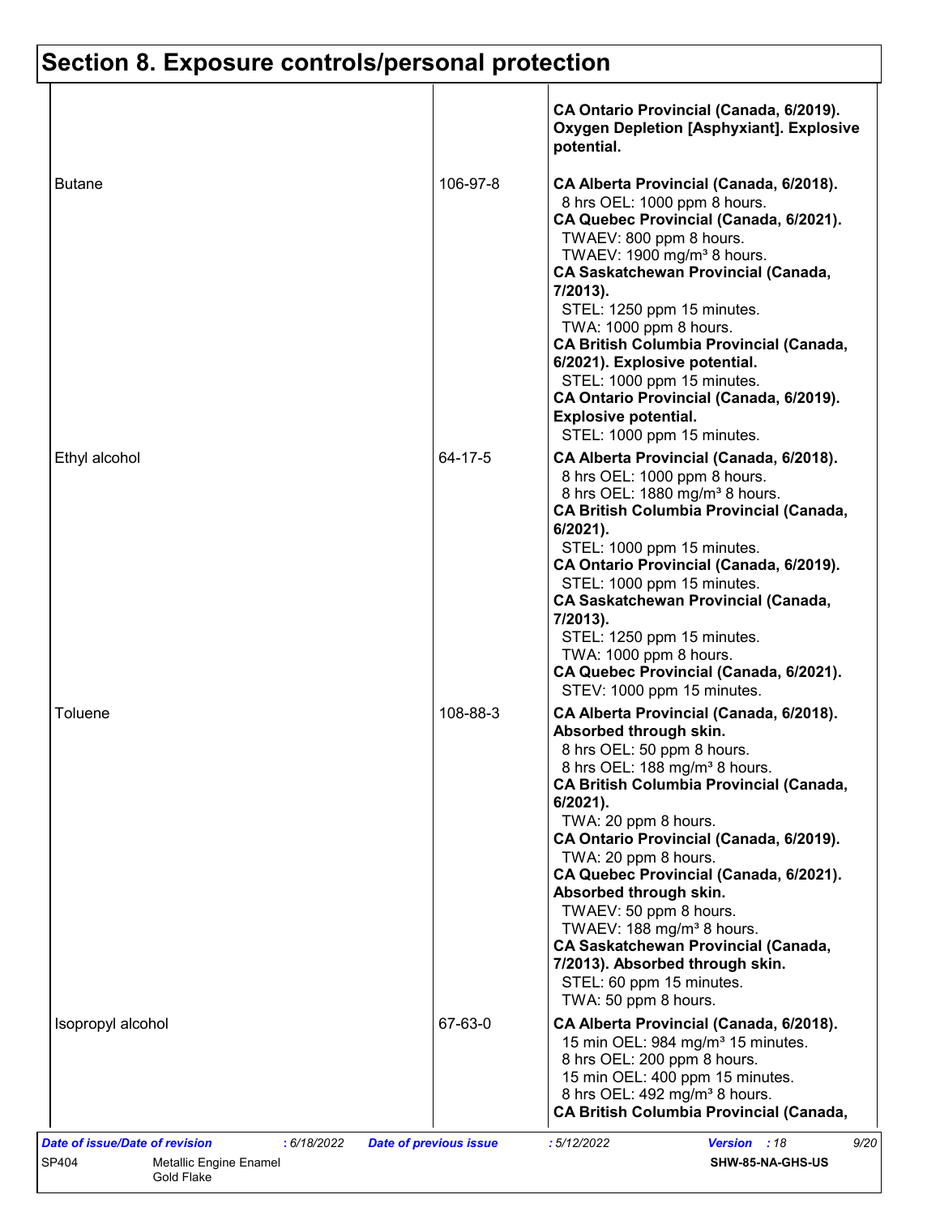# Section 8. Exposure controls/personal protection

| | | |
|---|---|---|
| | | **CA Ontario Provincial (Canada, 6/2019). Oxygen Depletion [Asphyxiant]. Explosive potential.** |
| Butane | 106-97-8 | **CA Alberta Provincial (Canada, 6/2018).**<br>8 hrs OEL: 1000 ppm 8 hours.<br>**CA Quebec Provincial (Canada, 6/2021).**<br>TWAEV: 800 ppm 8 hours.<br>TWAEV: 1900 mg/m³ 8 hours.<br>**CA Saskatchewan Provincial (Canada, 7/2013).**<br>STEL: 1250 ppm 15 minutes.<br>TWA: 1000 ppm 8 hours.<br>**CA British Columbia Provincial (Canada, 6/2021). Explosive potential.**<br>STEL: 1000 ppm 15 minutes.<br>**CA Ontario Provincial (Canada, 6/2019). Explosive potential.**<br>STEL: 1000 ppm 15 minutes. |
| Ethyl alcohol | 64-17-5 | **CA Alberta Provincial (Canada, 6/2018).**<br>8 hrs OEL: 1000 ppm 8 hours.<br>8 hrs OEL: 1880 mg/m³ 8 hours.<br>**CA British Columbia Provincial (Canada, 6/2021).**<br>STEL: 1000 ppm 15 minutes.<br>**CA Ontario Provincial (Canada, 6/2019).**<br>STEL: 1000 ppm 15 minutes.<br>**CA Saskatchewan Provincial (Canada, 7/2013).**<br>STEL: 1250 ppm 15 minutes.<br>TWA: 1000 ppm 8 hours.<br>**CA Quebec Provincial (Canada, 6/2021).**<br>STEV: 1000 ppm 15 minutes. |
| Toluene | 108-88-3 | **CA Alberta Provincial (Canada, 6/2018). Absorbed through skin.**<br>8 hrs OEL: 50 ppm 8 hours.<br>8 hrs OEL: 188 mg/m³ 8 hours.<br>**CA British Columbia Provincial (Canada, 6/2021).**<br>TWA: 20 ppm 8 hours.<br>**CA Ontario Provincial (Canada, 6/2019).**<br>TWA: 20 ppm 8 hours.<br>**CA Quebec Provincial (Canada, 6/2021). Absorbed through skin.**<br>TWAEV: 50 ppm 8 hours.<br>TWAEV: 188 mg/m³ 8 hours.<br>**CA Saskatchewan Provincial (Canada, 7/2013). Absorbed through skin.**<br>STEL: 60 ppm 15 minutes.<br>TWA: 50 ppm 8 hours. |
| Isopropyl alcohol | 67-63-0 | **CA Alberta Provincial (Canada, 6/2018).**<br>15 min OEL: 984 mg/m³ 15 minutes.<br>8 hrs OEL: 200 ppm 8 hours.<br>15 min OEL: 400 ppm 15 minutes.<br>8 hrs OEL: 492 mg/m³ 8 hours.<br>**CA British Columbia Provincial (Canada,** |

*Date of issue/Date of revision* : 6/18/2022 *Date of previous issue* : 5/12/2022 *Version* : 18

SP404 Metallic Engine Enamel Gold Flake SHW-85-NA-GHS-US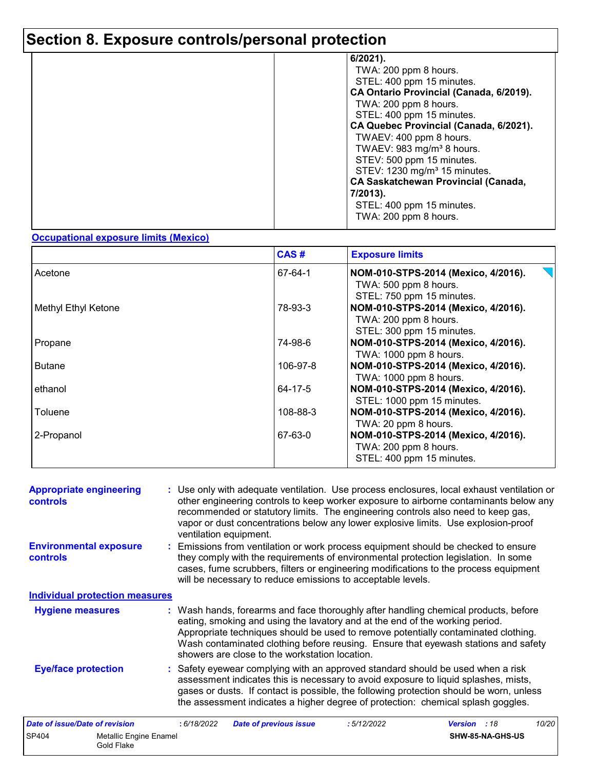# Section 8. Exposure controls/personal protection

| | | |
|---|---|---|
| | | **6/2021).**<br>TWA: 200 ppm 8 hours.<br>STEL: 400 ppm 15 minutes.<br>**CA Ontario Provincial (Canada, 6/2019).**<br>TWA: 200 ppm 8 hours.<br>STEL: 400 ppm 15 minutes.<br>**CA Quebec Provincial (Canada, 6/2021).**<br>TWAEV: 400 ppm 8 hours.<br>TWAEV: 983 mg/m³ 8 hours.<br>STEV: 500 ppm 15 minutes.<br>STEV: 1230 mg/m³ 15 minutes.<br>**CA Saskatchewan Provincial (Canada, 7/2013).**<br>STEL: 400 ppm 15 minutes.<br>TWA: 200 ppm 8 hours. |

**Occupational exposure limits (Mexico)**

| | CAS # | Exposure limits |
|---|---|---|
| Acetone | 67-64-1 | **NOM-010-STPS-2014 (Mexico, 4/2016).**<br>TWA: 500 ppm 8 hours.<br>STEL: 750 ppm 15 minutes. |
| Methyl Ethyl Ketone | 78-93-3 | **NOM-010-STPS-2014 (Mexico, 4/2016).**<br>TWA: 200 ppm 8 hours.<br>STEL: 300 ppm 15 minutes. |
| Propane | 74-98-6 | **NOM-010-STPS-2014 (Mexico, 4/2016).**<br>TWA: 1000 ppm 8 hours. |
| Butane | 106-97-8 | **NOM-010-STPS-2014 (Mexico, 4/2016).**<br>TWA: 1000 ppm 8 hours. |
| ethanol | 64-17-5 | **NOM-010-STPS-2014 (Mexico, 4/2016).**<br>STEL: 1000 ppm 15 minutes. |
| Toluene | 108-88-3 | **NOM-010-STPS-2014 (Mexico, 4/2016).**<br>TWA: 20 ppm 8 hours. |
| 2-Propanol | 67-63-0 | **NOM-010-STPS-2014 (Mexico, 4/2016).**<br>TWA: 200 ppm 8 hours.<br>STEL: 400 ppm 15 minutes. |

**Appropriate engineering controls** : Use only with adequate ventilation. Use process enclosures, local exhaust ventilation or other engineering controls to keep worker exposure to airborne contaminants below any recommended or statutory limits. The engineering controls also need to keep gas, vapor or dust concentrations below any lower explosive limits. Use explosion-proof ventilation equipment.

**Environmental exposure controls** : Emissions from ventilation or work process equipment should be checked to ensure they comply with the requirements of environmental protection legislation. In some cases, fume scrubbers, filters or engineering modifications to the process equipment will be necessary to reduce emissions to acceptable levels.

## Individual protection measures

**Hygiene measures** : Wash hands, forearms and face thoroughly after handling chemical products, before eating, smoking and using the lavatory and at the end of the working period. Appropriate techniques should be used to remove potentially contaminated clothing. Wash contaminated clothing before reusing. Ensure that eyewash stations and safety showers are close to the workstation location.

**Eye/face protection** : Safety eyewear complying with an approved standard should be used when a risk assessment indicates this is necessary to avoid exposure to liquid splashes, mists, gases or dusts. If contact is possible, the following protection should be worn, unless the assessment indicates a higher degree of protection: chemical splash goggles.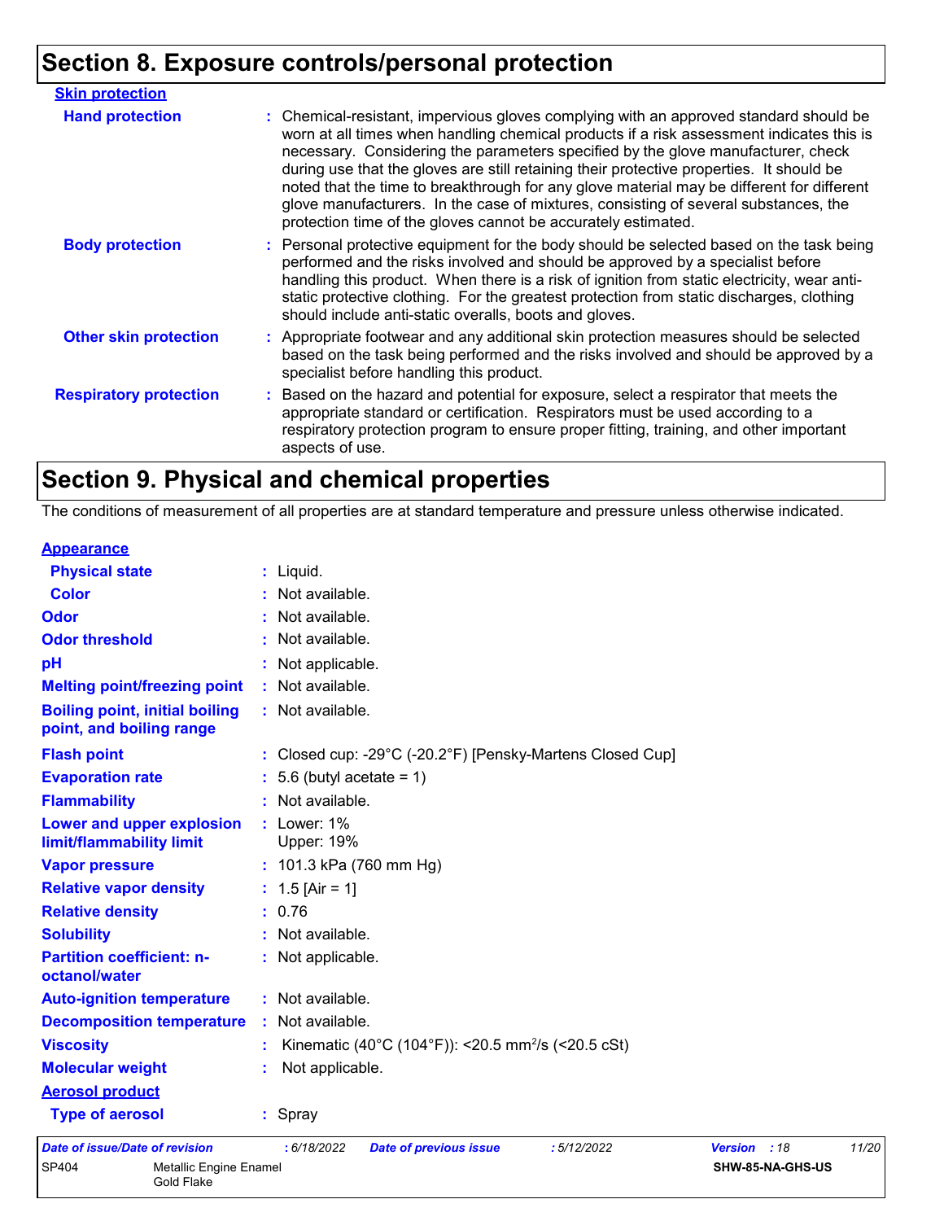## Section 8. Exposure controls/personal protection

**Skin protection**

| | |
|---|---|
| **Hand protection** | : Chemical-resistant, impervious gloves complying with an approved standard should be worn at all times when handling chemical products if a risk assessment indicates this is necessary. Considering the parameters specified by the glove manufacturer, check during use that the gloves are still retaining their protective properties. It should be noted that the time to breakthrough for any glove material may be different for different glove manufacturers. In the case of mixtures, consisting of several substances, the protection time of the gloves cannot be accurately estimated. |
| **Body protection** | : Personal protective equipment for the body should be selected based on the task being performed and the risks involved and should be approved by a specialist before handling this product. When there is a risk of ignition from static electricity, wear anti-static protective clothing. For the greatest protection from static discharges, clothing should include anti-static overalls, boots and gloves. |
| **Other skin protection** | : Appropriate footwear and any additional skin protection measures should be selected based on the task being performed and the risks involved and should be approved by a specialist before handling this product. |
| **Respiratory protection** | : Based on the hazard and potential for exposure, select a respirator that meets the appropriate standard or certification. Respirators must be used according to a respiratory protection program to ensure proper fitting, training, and other important aspects of use. |

## Section 9. Physical and chemical properties

The conditions of measurement of all properties are at standard temperature and pressure unless otherwise indicated.

**Appearance**

| | |
|---|---|
| **Physical state** | : Liquid. |
| **Color** | : Not available. |
| **Odor** | : Not available. |
| **Odor threshold** | : Not available. |
| **pH** | : Not applicable. |
| **Melting point/freezing point** | : Not available. |
| **Boiling point, initial boiling point, and boiling range** | : Not available. |
| **Flash point** | : Closed cup: -29°C (-20.2°F) [Pensky-Martens Closed Cup] |
| **Evaporation rate** | : 5.6 (butyl acetate = 1) |
| **Flammability** | : Not available. |
| **Lower and upper explosion limit/flammability limit** | : Lower: 1%<br>Upper: 19% |
| **Vapor pressure** | : 101.3 kPa (760 mm Hg) |
| **Relative vapor density** | : 1.5 [Air = 1] |
| **Relative density** | : 0.76 |
| **Solubility** | : Not available. |
| **Partition coefficient: n-octanol/water** | : Not applicable. |
| **Auto-ignition temperature** | : Not available. |
| **Decomposition temperature** | : Not available. |
| **Viscosity** | : Kinematic (40°C (104°F)): <20.5 $mm^2/s$ (<20.5 cSt) |
| **Molecular weight** | : Not applicable. |

**Aerosol product**

| | |
|---|---|
| **Type of aerosol** | : Spray |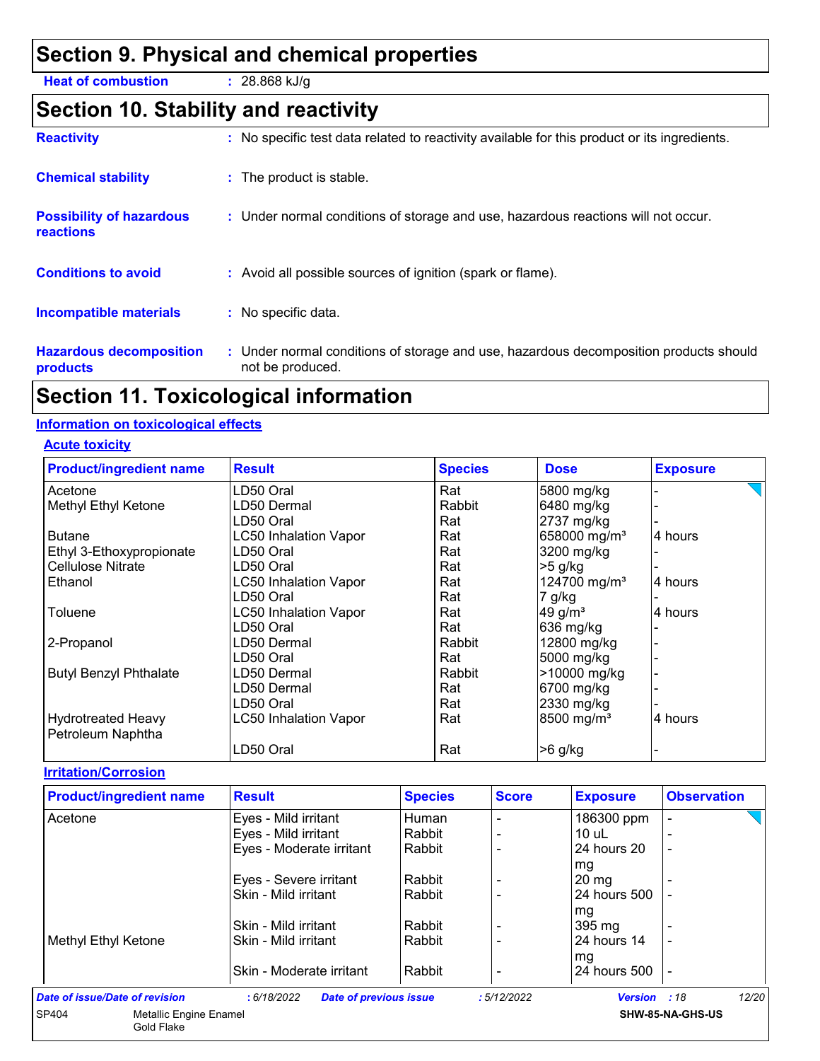## Section 9. Physical and chemical properties

**Heat of combustion** : 28.868 kJ/g

## Section 10. Stability and reactivity

**Reactivity** : No specific test data related to reactivity available for this product or its ingredients.

**Chemical stability** : The product is stable.

**Possibility of hazardous reactions** : Under normal conditions of storage and use, hazardous reactions will not occur.

**Conditions to avoid** : Avoid all possible sources of ignition (spark or flame).

**Incompatible materials** : No specific data.

**Hazardous decomposition products** : Under normal conditions of storage and use, hazardous decomposition products should not be produced.

## Section 11. Toxicological information

### Information on toxicological effects

#### Acute toxicity

| Product/ingredient name | Result | Species | Dose | Exposure |
|---|---|---|---|---|
| Acetone | LD50 Oral | Rat | 5800 mg/kg | - |
| Methyl Ethyl Ketone | LD50 Dermal | Rabbit | 6480 mg/kg | - |
| | LD50 Oral | Rat | 2737 mg/kg | - |
| Butane | LC50 Inhalation Vapor | Rat | 658000 mg/m³ | 4 hours |
| Ethyl 3-Ethoxypropionate | LD50 Oral | Rat | 3200 mg/kg | - |
| Cellulose Nitrate | LD50 Oral | Rat | >5 g/kg | - |
| Ethanol | LC50 Inhalation Vapor | Rat | 124700 mg/m³ | 4 hours |
| | LD50 Oral | Rat | 7 g/kg | - |
| Toluene | LC50 Inhalation Vapor | Rat | 49 g/m³ | 4 hours |
| | LD50 Oral | Rat | 636 mg/kg | - |
| 2-Propanol | LD50 Dermal | Rabbit | 12800 mg/kg | - |
| | LD50 Oral | Rat | 5000 mg/kg | - |
| Butyl Benzyl Phthalate | LD50 Dermal | Rabbit | >10000 mg/kg | - |
| | LD50 Dermal | Rat | 6700 mg/kg | - |
| | LD50 Oral | Rat | 2330 mg/kg | - |
| Hydrotreated Heavy Petroleum Naphtha | LC50 Inhalation Vapor | Rat | 8500 mg/m³ | 4 hours |
| | LD50 Oral | Rat | >6 g/kg | - |

#### Irritation/Corrosion

| Product/ingredient name | Result | Species | Score | Exposure | Observation |
|---|---|---|---|---|---|
| Acetone | Eyes - Mild irritant | Human | - | 186300 ppm | - |
| | Eyes - Mild irritant | Rabbit | - | 10 uL | - |
| | Eyes - Moderate irritant | Rabbit | - | 24 hours 20 mg | - |
| | Eyes - Severe irritant | Rabbit | - | 20 mg | - |
| | Skin - Mild irritant | Rabbit | - | 24 hours 500 mg | - |
| | Skin - Mild irritant | Rabbit | - | 395 mg | - |
| Methyl Ethyl Ketone | Skin - Mild irritant | Rabbit | - | 24 hours 14 mg | - |
| | Skin - Moderate irritant | Rabbit | - | 24 hours 500 | - |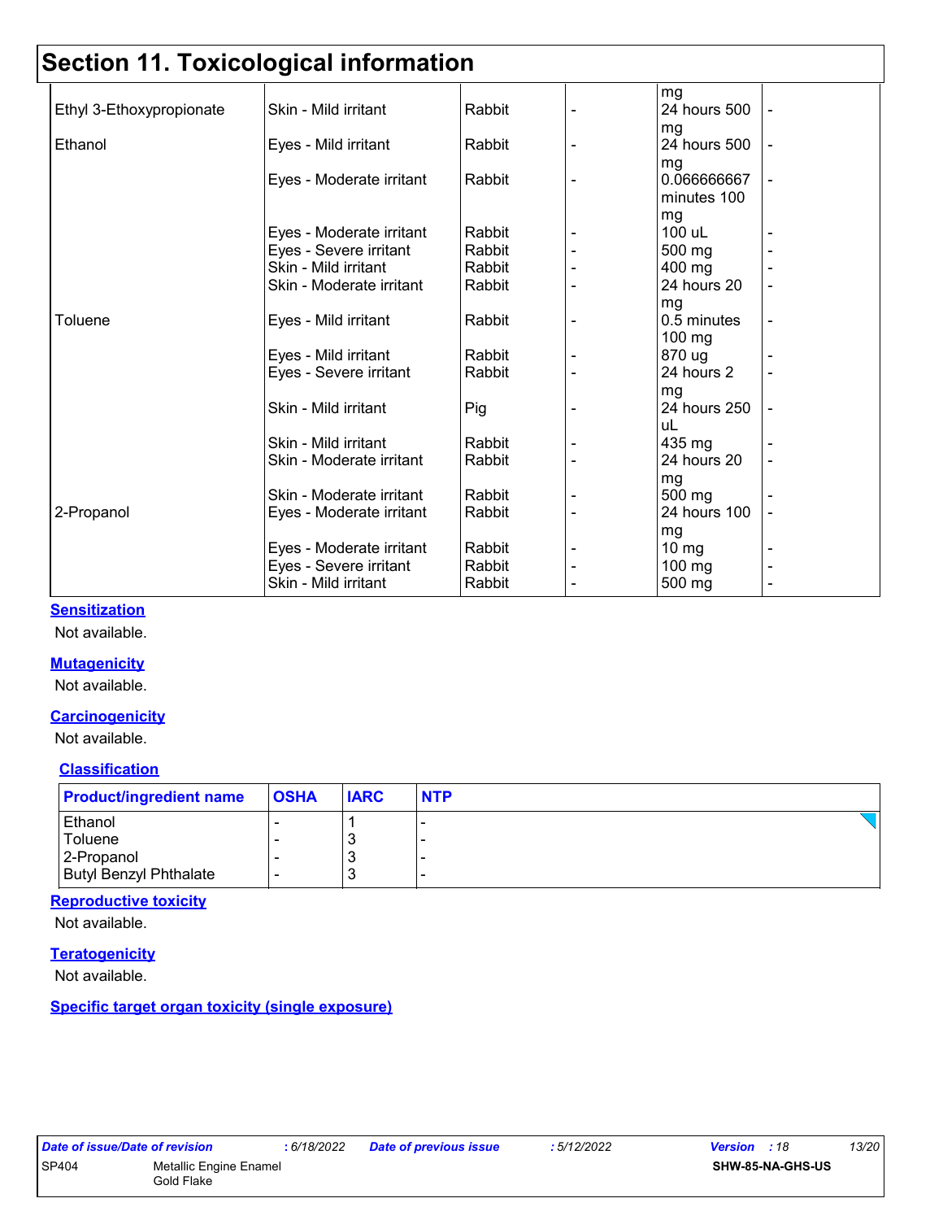# Section 11. Toxicological information

| | | | | | |
|---|---|---|---|---|---|
| | | | | mg | |
| Ethyl 3-Ethoxypropionate | Skin - Mild irritant | Rabbit | - | 24 hours 500 mg | - |
| Ethanol | Eyes - Mild irritant | Rabbit | - | 24 hours 500 mg | - |
| | Eyes - Moderate irritant | Rabbit | - | 0.066666667 minutes 100 mg | - |
| | Eyes - Moderate irritant | Rabbit | - | 100 uL | - |
| | Eyes - Severe irritant | Rabbit | - | 500 mg | - |
| | Skin - Mild irritant | Rabbit | - | 400 mg | - |
| | Skin - Moderate irritant | Rabbit | - | 24 hours 20 mg | - |
| Toluene | Eyes - Mild irritant | Rabbit | - | 0.5 minutes 100 mg | - |
| | Eyes - Mild irritant | Rabbit | - | 870 ug | - |
| | Eyes - Severe irritant | Rabbit | - | 24 hours 2 mg | - |
| | Skin - Mild irritant | Pig | - | 24 hours 250 uL | - |
| | Skin - Mild irritant | Rabbit | - | 435 mg | - |
| | Skin - Moderate irritant | Rabbit | - | 24 hours 20 mg | - |
| | Skin - Moderate irritant | Rabbit | - | 500 mg | - |
| 2-Propanol | Eyes - Moderate irritant | Rabbit | - | 24 hours 100 mg | - |
| | Eyes - Moderate irritant | Rabbit | - | 10 mg | - |
| | Eyes - Severe irritant | Rabbit | - | 100 mg | - |
| | Skin - Mild irritant | Rabbit | - | 500 mg | - |

**Sensitization**

Not available.

**Mutagenicity**

Not available.

**Carcinogenicity**

Not available.

**Classification**

| Product/ingredient name | OSHA | IARC | NTP |
|---|---|---|---|
| Ethanol | - | 1 | - |
| Toluene | - | 3 | - |
| 2-Propanol | - | 3 | - |
| Butyl Benzyl Phthalate | - | 3 | - |

**Reproductive toxicity**

Not available.

**Teratogenicity**

Not available.

**Specific target organ toxicity (single exposure)**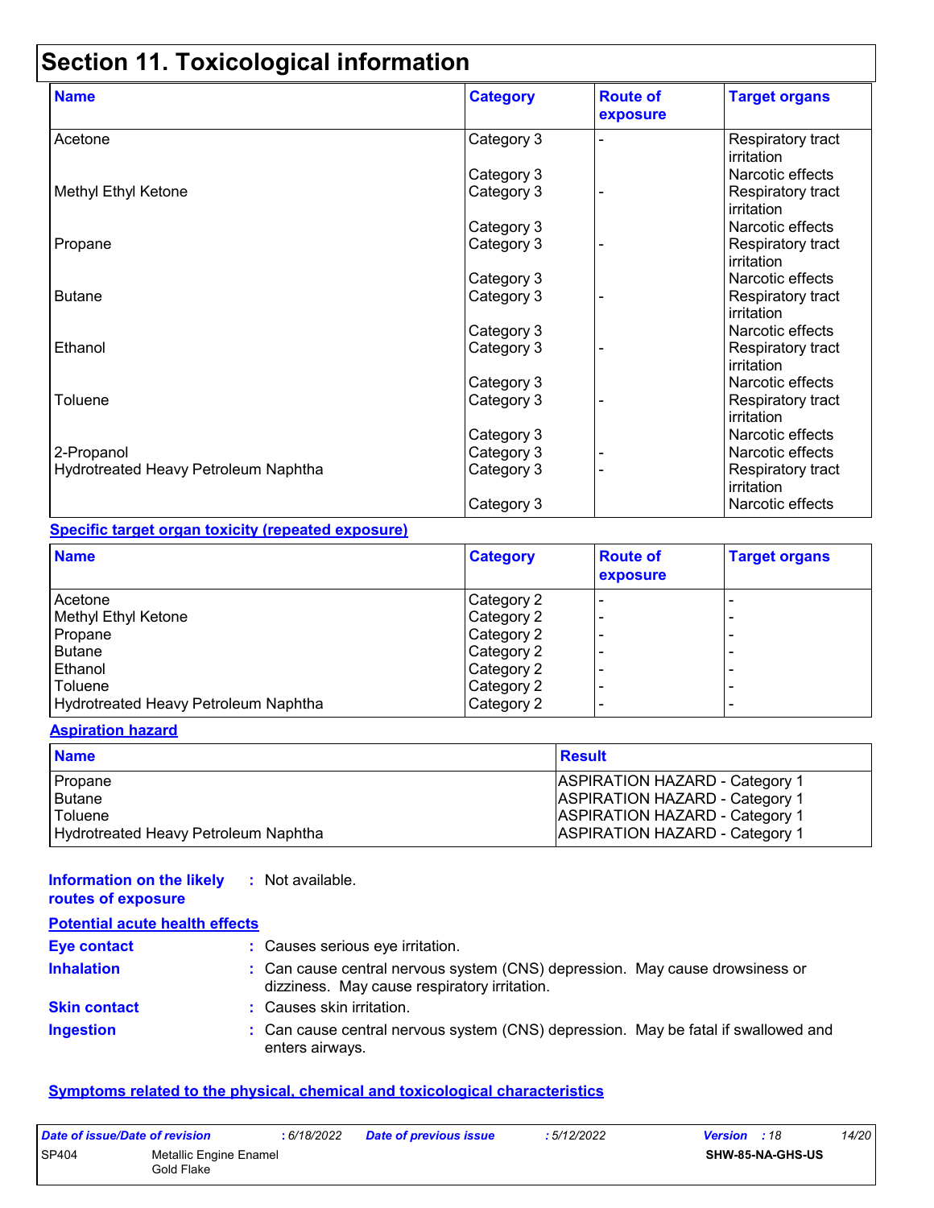# Section 11. Toxicological information

| Name | Category | Route of exposure | Target organs |
|---|---|---|---|
| Acetone | Category 3 | - | Respiratory tract irritation |
| | Category 3 | | Narcotic effects |
| Methyl Ethyl Ketone | Category 3 | - | Respiratory tract irritation |
| | Category 3 | | Narcotic effects |
| Propane | Category 3 | - | Respiratory tract irritation |
| | Category 3 | | Narcotic effects |
| Butane | Category 3 | - | Respiratory tract irritation |
| | Category 3 | | Narcotic effects |
| Ethanol | Category 3 | - | Respiratory tract irritation |
| | Category 3 | | Narcotic effects |
| Toluene | Category 3 | - | Respiratory tract irritation |
| | Category 3 | | Narcotic effects |
| 2-Propanol | Category 3 | - | Narcotic effects |
| Hydrotreated Heavy Petroleum Naphtha | Category 3 | - | Respiratory tract irritation |
| | Category 3 | | Narcotic effects |

**Specific target organ toxicity (repeated exposure)**

| Name | Category | Route of exposure | Target organs |
|---|---|---|---|
| Acetone | Category 2 | - | - |
| Methyl Ethyl Ketone | Category 2 | - | - |
| Propane | Category 2 | - | - |
| Butane | Category 2 | - | - |
| Ethanol | Category 2 | - | - |
| Toluene | Category 2 | - | - |
| Hydrotreated Heavy Petroleum Naphtha | Category 2 | - | - |

**Aspiration hazard**

| Name | Result |
|---|---|
| Propane | ASPIRATION HAZARD - Category 1 |
| Butane | ASPIRATION HAZARD - Category 1 |
| Toluene | ASPIRATION HAZARD - Category 1 |
| Hydrotreated Heavy Petroleum Naphtha | ASPIRATION HAZARD - Category 1 |

**Information on the likely routes of exposure** : Not available.

**Potential acute health effects**

**Eye contact** : Causes serious eye irritation.

**Inhalation** : Can cause central nervous system (CNS) depression. May cause drowsiness or dizziness. May cause respiratory irritation.

**Skin contact** : Causes skin irritation.

**Ingestion** : Can cause central nervous system (CNS) depression. May be fatal if swallowed and enters airways.

**Symptoms related to the physical, chemical and toxicological characteristics**

| Date of issue/Date of revision | : 6/18/2022 | Date of previous issue | : 5/12/2022 | Version : 18 |
|---|---|---|---|---|
| SP404 | Metallic Engine Enamel Gold Flake | | | SHW-85-NA-GHS-US |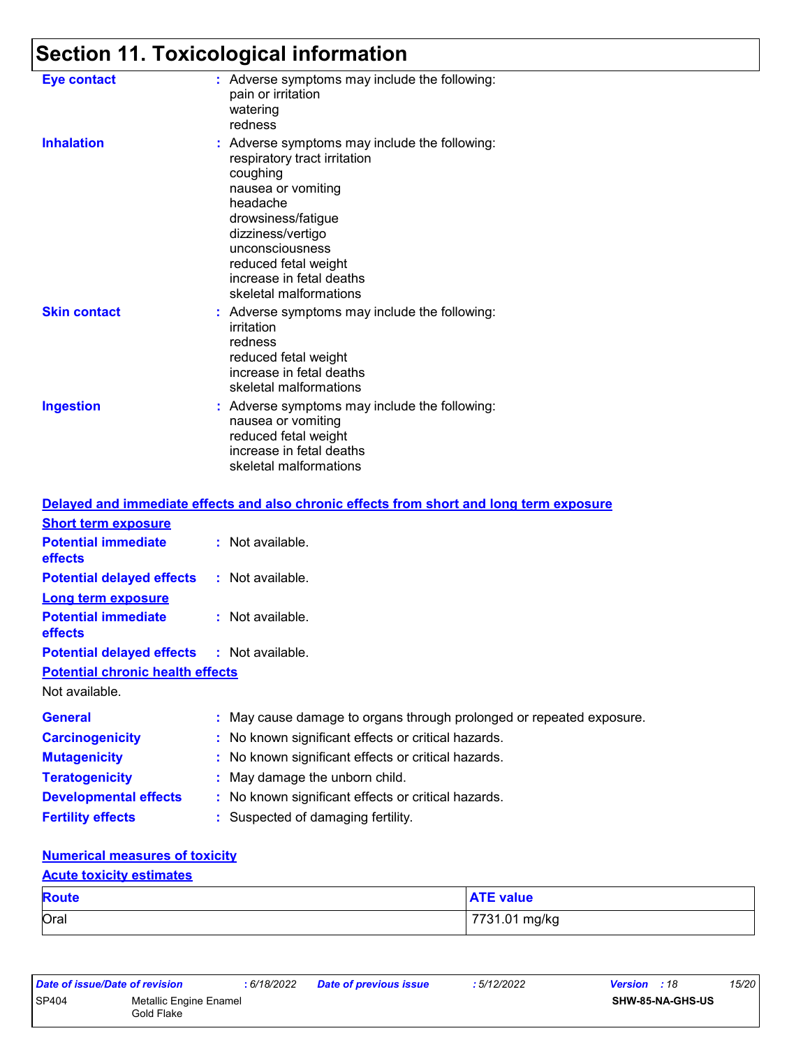# Section 11. Toxicological information

**Eye contact** : Adverse symptoms may include the following:
pain or irritation
watering
redness

**Inhalation** : Adverse symptoms may include the following:
respiratory tract irritation
coughing
nausea or vomiting
headache
drowsiness/fatigue
dizziness/vertigo
unconsciousness
reduced fetal weight
increase in fetal deaths
skeletal malformations

**Skin contact** : Adverse symptoms may include the following:
irritation
redness
reduced fetal weight
increase in fetal deaths
skeletal malformations

**Ingestion** : Adverse symptoms may include the following:
nausea or vomiting
reduced fetal weight
increase in fetal deaths
skeletal malformations

## Delayed and immediate effects and also chronic effects from short and long term exposure

### Short term exposure

**Potential immediate effects** : Not available.

**Potential delayed effects** : Not available.

### Long term exposure

**Potential immediate effects** : Not available.

**Potential delayed effects** : Not available.

### Potential chronic health effects

Not available.

**General** : May cause damage to organs through prolonged or repeated exposure.

**Carcinogenicity** : No known significant effects or critical hazards.

**Mutagenicity** : No known significant effects or critical hazards.

**Teratogenicity** : May damage the unborn child.

**Developmental effects** : No known significant effects or critical hazards.

**Fertility effects** : Suspected of damaging fertility.

## Numerical measures of toxicity

### Acute toxicity estimates

| Route | ATE value |
|---|---|
| Oral | 7731.01 mg/kg |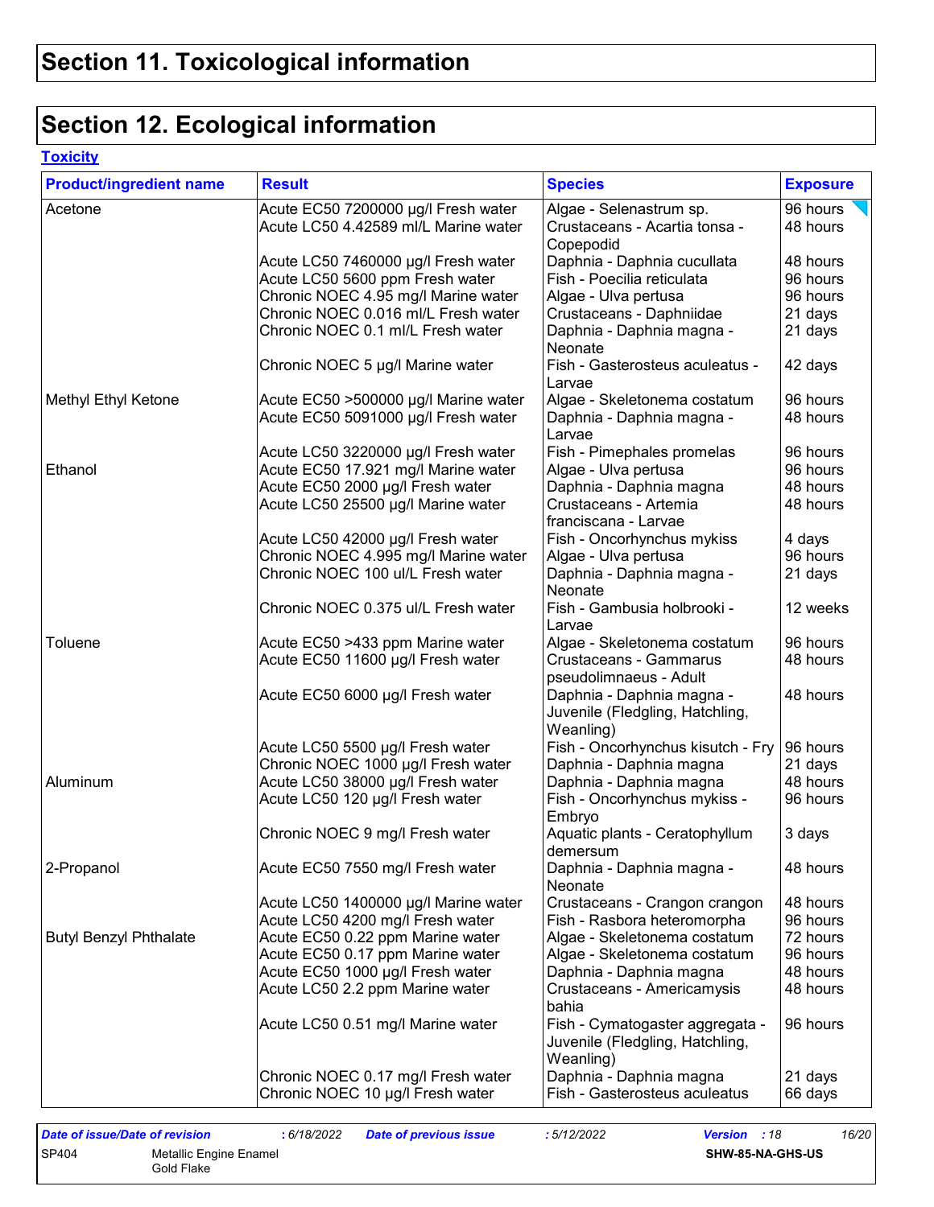# Section 11. Toxicological information

# Section 12. Ecological information

**Toxicity**

| Product/ingredient name | Result | Species | Exposure |
|---|---|---|---|
| Acetone | Acute EC50 7200000 µg/l Fresh water | Algae - Selenastrum sp. | 96 hours |
| | Acute LC50 4.42589 ml/L Marine water | Crustaceans - Acartia tonsa - Copepodid | 48 hours |
| | Acute LC50 7460000 µg/l Fresh water | Daphnia - Daphnia cucullata | 48 hours |
| | Acute LC50 5600 ppm Fresh water | Fish - Poecilia reticulata | 96 hours |
| | Chronic NOEC 4.95 mg/l Marine water | Algae - Ulva pertusa | 96 hours |
| | Chronic NOEC 0.016 ml/L Fresh water | Crustaceans - Daphniidae | 21 days |
| | Chronic NOEC 0.1 ml/L Fresh water | Daphnia - Daphnia magna - Neonate | 21 days |
| | Chronic NOEC 5 µg/l Marine water | Fish - Gasterosteus aculeatus - Larvae | 42 days |
| Methyl Ethyl Ketone | Acute EC50 >500000 µg/l Marine water | Algae - Skeletonema costatum | 96 hours |
| | Acute EC50 5091000 µg/l Fresh water | Daphnia - Daphnia magna - Larvae | 48 hours |
| | Acute LC50 3220000 µg/l Fresh water | Fish - Pimephales promelas | 96 hours |
| Ethanol | Acute EC50 17.921 mg/l Marine water | Algae - Ulva pertusa | 96 hours |
| | Acute EC50 2000 µg/l Fresh water | Daphnia - Daphnia magna | 48 hours |
| | Acute LC50 25500 µg/l Marine water | Crustaceans - Artemia franciscana - Larvae | 48 hours |
| | Acute LC50 42000 µg/l Fresh water | Fish - Oncorhynchus mykiss | 4 days |
| | Chronic NOEC 4.995 mg/l Marine water | Algae - Ulva pertusa | 96 hours |
| | Chronic NOEC 100 ul/L Fresh water | Daphnia - Daphnia magna - Neonate | 21 days |
| | Chronic NOEC 0.375 ul/L Fresh water | Fish - Gambusia holbrooki - Larvae | 12 weeks |
| Toluene | Acute EC50 >433 ppm Marine water | Algae - Skeletonema costatum | 96 hours |
| | Acute EC50 11600 µg/l Fresh water | Crustaceans - Gammarus pseudolimnaeus - Adult | 48 hours |
| | Acute EC50 6000 µg/l Fresh water | Daphnia - Daphnia magna - Juvenile (Fledgling, Hatchling, Weanling) | 48 hours |
| | Acute LC50 5500 µg/l Fresh water | Fish - Oncorhynchus kisutch - Fry | 96 hours |
| | Chronic NOEC 1000 µg/l Fresh water | Daphnia - Daphnia magna | 21 days |
| Aluminum | Acute LC50 38000 µg/l Fresh water | Daphnia - Daphnia magna | 48 hours |
| | Acute LC50 120 µg/l Fresh water | Fish - Oncorhynchus mykiss - Embryo | 96 hours |
| | Chronic NOEC 9 mg/l Fresh water | Aquatic plants - Ceratophyllum demersum | 3 days |
| 2-Propanol | Acute EC50 7550 mg/l Fresh water | Daphnia - Daphnia magna - Neonate | 48 hours |
| | Acute LC50 1400000 µg/l Marine water | Crustaceans - Crangon crangon | 48 hours |
| | Acute LC50 4200 mg/l Fresh water | Fish - Rasbora heteromorpha | 96 hours |
| Butyl Benzyl Phthalate | Acute EC50 0.22 ppm Marine water | Algae - Skeletonema costatum | 72 hours |
| | Acute EC50 0.17 ppm Marine water | Algae - Skeletonema costatum | 96 hours |
| | Acute EC50 1000 µg/l Fresh water | Daphnia - Daphnia magna | 48 hours |
| | Acute LC50 2.2 ppm Marine water | Crustaceans - Americamysis bahia | 48 hours |
| | Acute LC50 0.51 mg/l Marine water | Fish - Cymatogaster aggregata - Juvenile (Fledgling, Hatchling, Weanling) | 96 hours |
| | Chronic NOEC 0.17 mg/l Fresh water | Daphnia - Daphnia magna | 21 days |
| | Chronic NOEC 10 µg/l Fresh water | Fish - Gasterosteus aculeatus | 66 days |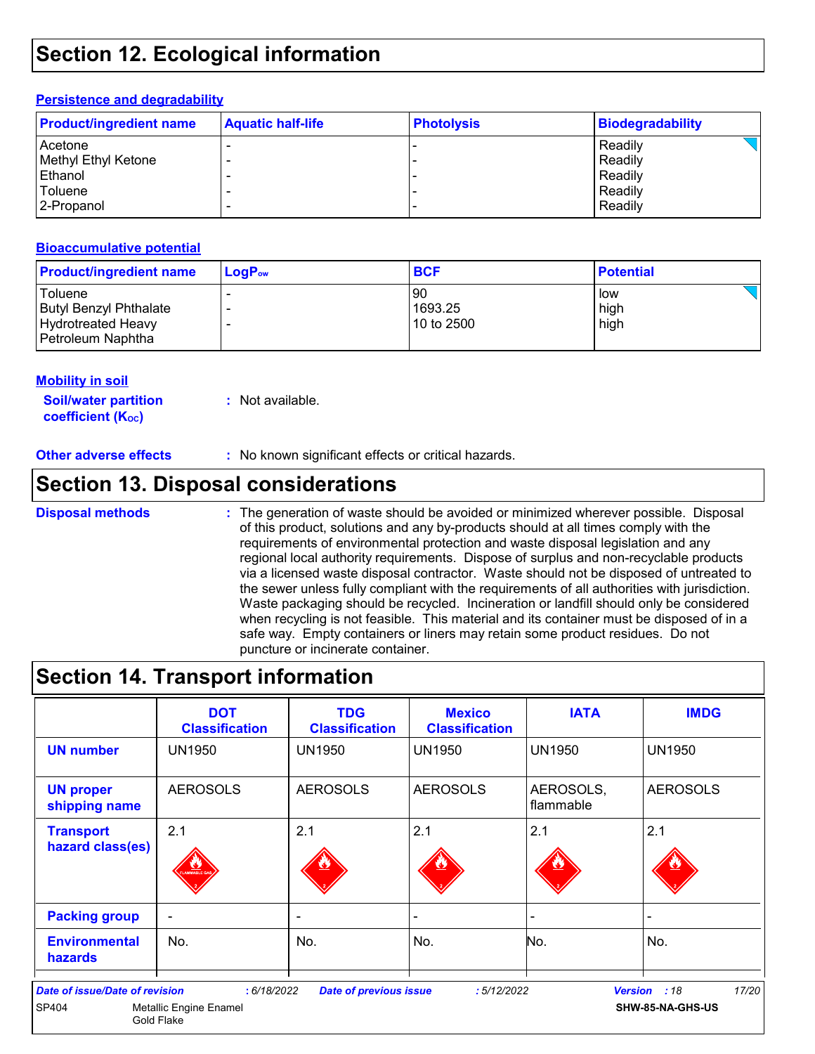# Section 12. Ecological information

### Persistence and degradability

| Product/ingredient name | Aquatic half-life | Photolysis | Biodegradability |
|---|---|---|---|
| Acetone | - | - | Readily |
| Methyl Ethyl Ketone | - | - | Readily |
| Ethanol | - | - | Readily |
| Toluene | - | - | Readily |
| 2-Propanol | - | - | Readily |

### Bioaccumulative potential

| Product/ingredient name | $LogP_{ow}$ | BCF | Potential |
|---|---|---|---|
| Toluene | - | 90 | low |
| Butyl Benzyl Phthalate | - | 1693.25 | high |
| Hydrotreated Heavy Petroleum Naphtha | - | 10 to 2500 | high |

### Mobility in soil

**Soil/water partition coefficient ($K_{OC}$)** : Not available.

**Other adverse effects** : No known significant effects or critical hazards.

# Section 13. Disposal considerations

**Disposal methods** : The generation of waste should be avoided or minimized wherever possible. Disposal of this product, solutions and any by-products should at all times comply with the requirements of environmental protection and waste disposal legislation and any regional local authority requirements. Dispose of surplus and non-recyclable products via a licensed waste disposal contractor. Waste should not be disposed of untreated to the sewer unless fully compliant with the requirements of all authorities with jurisdiction. Waste packaging should be recycled. Incineration or landfill should only be considered when recycling is not feasible. This material and its container must be disposed of in a safe way. Empty containers or liners may retain some product residues. Do not puncture or incinerate container.

# Section 14. Transport information

| | DOT Classification | TDG Classification | Mexico Classification | IATA | IMDG |
|---|---|---|---|---|---|
| **UN number** | UN1950 | UN1950 | UN1950 | UN1950 | UN1950 |
| **UN proper shipping name** | AEROSOLS | AEROSOLS | AEROSOLS | AEROSOLS, flammable | AEROSOLS |
| **Transport hazard class(es)** | 2.1 | 2.1 | 2.1 | 2.1 | 2.1 |
| **Packing group** | - | - | - | - | - |
| **Environmental hazards** | No. | No. | No. | No. | No. |

**Date of issue/Date of revision** : 6/18/2022 **Date of previous issue** : 5/12/2022 **Version** : 18

SP404 Metallic Engine Enamel Gold Flake SHW-85-NA-GHS-US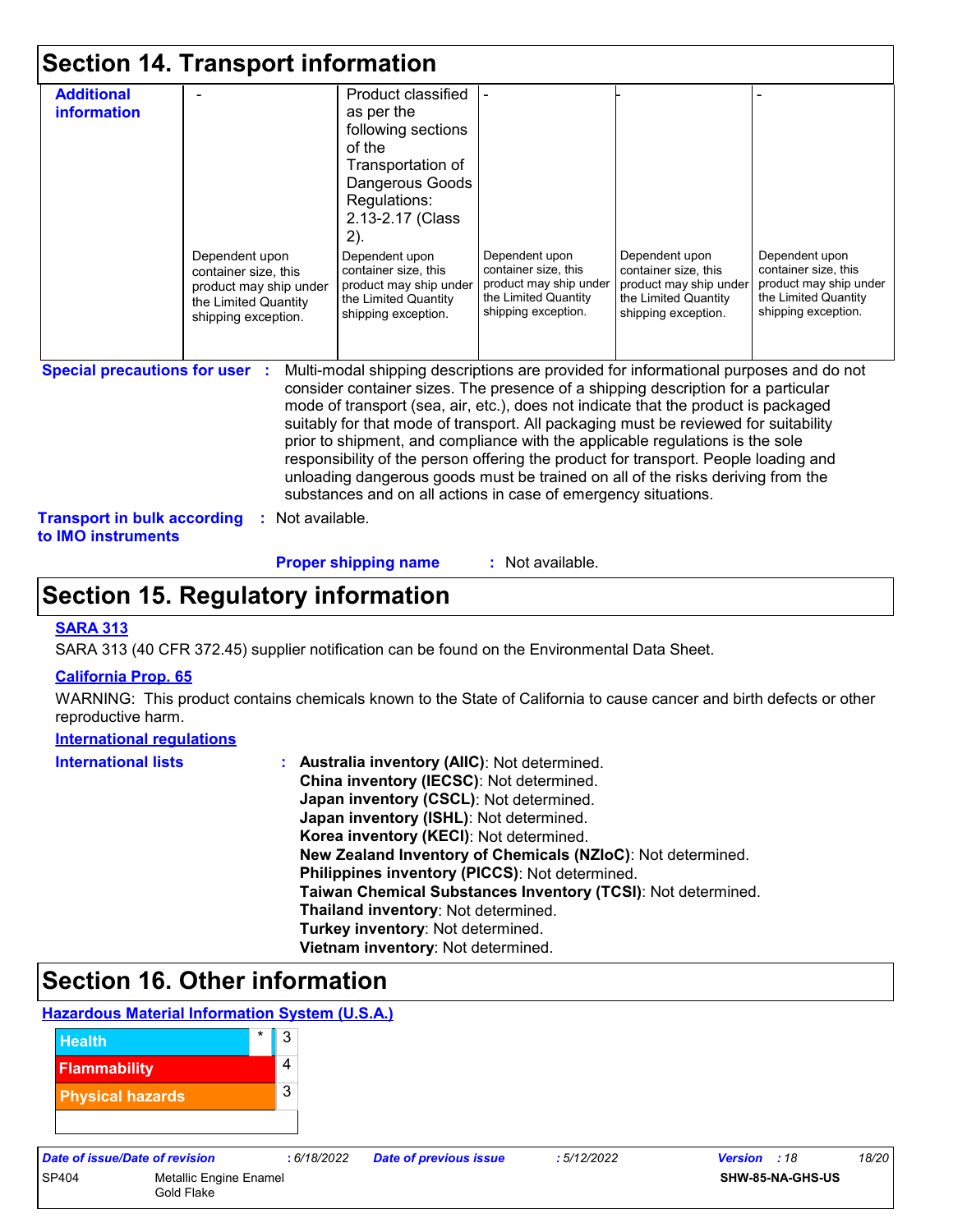## Section 14. Transport information

| Additional information | - | Product classified as per the following sections of the Transportation of Dangerous Goods Regulations: 2.13-2.17 (Class 2). | - | - | - |
|---|---|---|---|---|---|
| | Dependent upon container size, this product may ship under the Limited Quantity shipping exception. | Dependent upon container size, this product may ship under the Limited Quantity shipping exception. | Dependent upon container size, this product may ship under the Limited Quantity shipping exception. | Dependent upon container size, this product may ship under the Limited Quantity shipping exception. | Dependent upon container size, this product may ship under the Limited Quantity shipping exception. |

**Special precautions for user** : Multi-modal shipping descriptions are provided for informational purposes and do not consider container sizes. The presence of a shipping description for a particular mode of transport (sea, air, etc.), does not indicate that the product is packaged suitably for that mode of transport. All packaging must be reviewed for suitability prior to shipment, and compliance with the applicable regulations is the sole responsibility of the person offering the product for transport. People loading and unloading dangerous goods must be trained on all of the risks deriving from the substances and on all actions in case of emergency situations.

**Transport in bulk according to IMO instruments** : Not available.

**Proper shipping name** : Not available.

## Section 15. Regulatory information

**SARA 313**

SARA 313 (40 CFR 372.45) supplier notification can be found on the Environmental Data Sheet.

**California Prop. 65**

WARNING: This product contains chemicals known to the State of California to cause cancer and birth defects or other reproductive harm.

**International regulations**

**International lists** :
- **Australia inventory (AIIC)**: Not determined.
- **China inventory (IECSC)**: Not determined.
- **Japan inventory (CSCL)**: Not determined.
- **Japan inventory (ISHL)**: Not determined.
- **Korea inventory (KECI)**: Not determined.
- **New Zealand Inventory of Chemicals (NZIoC)**: Not determined.
- **Philippines inventory (PICCS)**: Not determined.
- **Taiwan Chemical Substances Inventory (TCSI)**: Not determined.
- **Thailand inventory**: Not determined.
- **Turkey inventory**: Not determined.
- **Vietnam inventory**: Not determined.

## Section 16. Other information

**Hazardous Material Information System (U.S.A.)**

| | | |
|---|---|---|
| Health | * | 3 |
| Flammability | | 4 |
| Physical hazards | | 3 |
| | | |

| Date of issue/Date of revision | : 6/18/2022 | Date of previous issue | : 5/12/2022 | Version : 18 |
|---|---|---|---|---|
| SP404 | Metallic Engine Enamel Gold Flake | | | SHW-85-NA-GHS-US |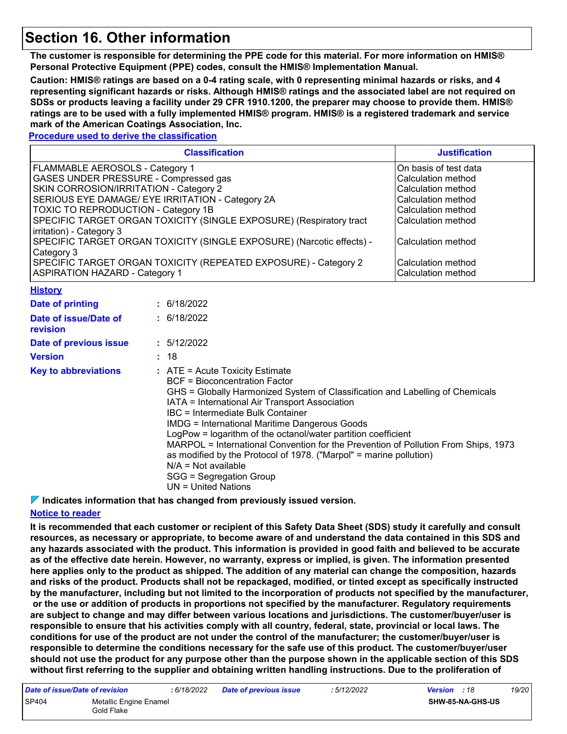# Section 16. Other information

**The customer is responsible for determining the PPE code for this material. For more information on HMIS® Personal Protective Equipment (PPE) codes, consult the HMIS® Implementation Manual.**

**Caution: HMIS® ratings are based on a 0-4 rating scale, with 0 representing minimal hazards or risks, and 4 representing significant hazards or risks. Although HMIS® ratings and the associated label are not required on SDSs or products leaving a facility under 29 CFR 1910.1200, the preparer may choose to provide them. HMIS® ratings are to be used with a fully implemented HMIS® program. HMIS® is a registered trademark and service mark of the American Coatings Association, Inc.**

**Procedure used to derive the classification**

| Classification | Justification |
|---|---|
| FLAMMABLE AEROSOLS - Category 1 | On basis of test data |
| GASES UNDER PRESSURE - Compressed gas | Calculation method |
| SKIN CORROSION/IRRITATION - Category 2 | Calculation method |
| SERIOUS EYE DAMAGE/ EYE IRRITATION - Category 2A | Calculation method |
| TOXIC TO REPRODUCTION - Category 1B | Calculation method |
| SPECIFIC TARGET ORGAN TOXICITY (SINGLE EXPOSURE) (Respiratory tract irritation) - Category 3 | Calculation method |
| SPECIFIC TARGET ORGAN TOXICITY (SINGLE EXPOSURE) (Narcotic effects) - Category 3 | Calculation method |
| SPECIFIC TARGET ORGAN TOXICITY (REPEATED EXPOSURE) - Category 2 | Calculation method |
| ASPIRATION HAZARD - Category 1 | Calculation method |

**History**

**Date of printing** : 6/18/2022

**Date of issue/Date of revision** : 6/18/2022

**Date of previous issue** : 5/12/2022

**Version** : 18

**Key to abbreviations** :
ATE = Acute Toxicity Estimate
BCF = Bioconcentration Factor
GHS = Globally Harmonized System of Classification and Labelling of Chemicals
IATA = International Air Transport Association
IBC = Intermediate Bulk Container
IMDG = International Maritime Dangerous Goods
LogPow = logarithm of the octanol/water partition coefficient
MARPOL = International Convention for the Prevention of Pollution From Ships, 1973 as modified by the Protocol of 1978. ("Marpol" = marine pollution)
N/A = Not available
SGG = Segregation Group
UN = United Nations

**Indicates information that has changed from previously issued version.**

**Notice to reader**

**It is recommended that each customer or recipient of this Safety Data Sheet (SDS) study it carefully and consult resources, as necessary or appropriate, to become aware of and understand the data contained in this SDS and any hazards associated with the product. This information is provided in good faith and believed to be accurate as of the effective date herein. However, no warranty, express or implied, is given. The information presented here applies only to the product as shipped. The addition of any material can change the composition, hazards and risks of the product. Products shall not be repackaged, modified, or tinted except as specifically instructed by the manufacturer, including but not limited to the incorporation of products not specified by the manufacturer, or the use or addition of products in proportions not specified by the manufacturer. Regulatory requirements are subject to change and may differ between various locations and jurisdictions. The customer/buyer/user is responsible to ensure that his activities comply with all country, federal, state, provincial or local laws. The conditions for use of the product are not under the control of the manufacturer; the customer/buyer/user is responsible to determine the conditions necessary for the safe use of this product. The customer/buyer/user should not use the product for any purpose other than the purpose shown in the applicable section of this SDS without first referring to the supplier and obtaining written handling instructions. Due to the proliferation of**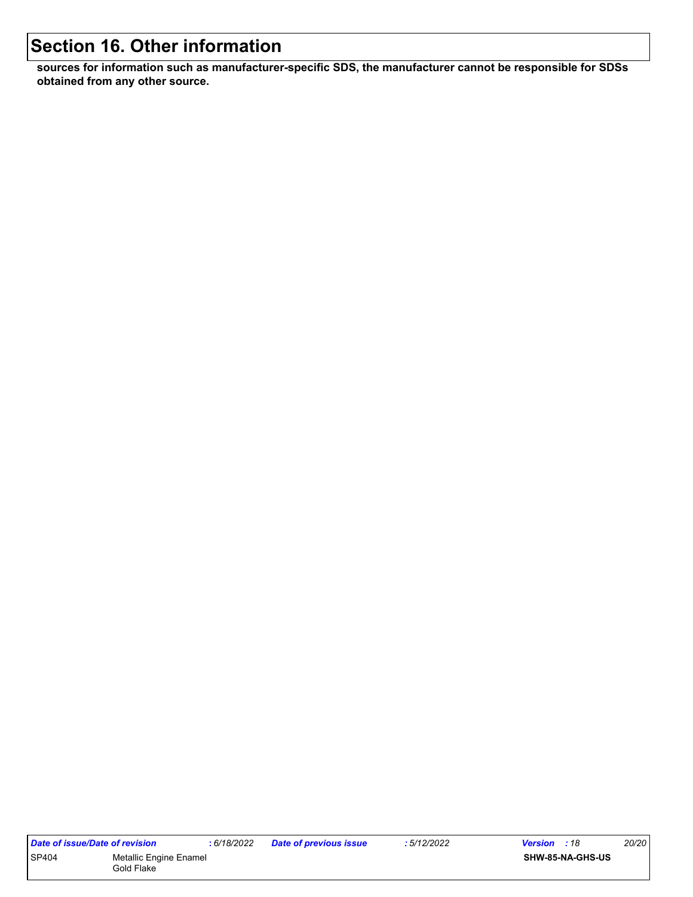# Section 16. Other information

**sources for information such as manufacturer-specific SDS, the manufacturer cannot be responsible for SDSs obtained from any other source.**